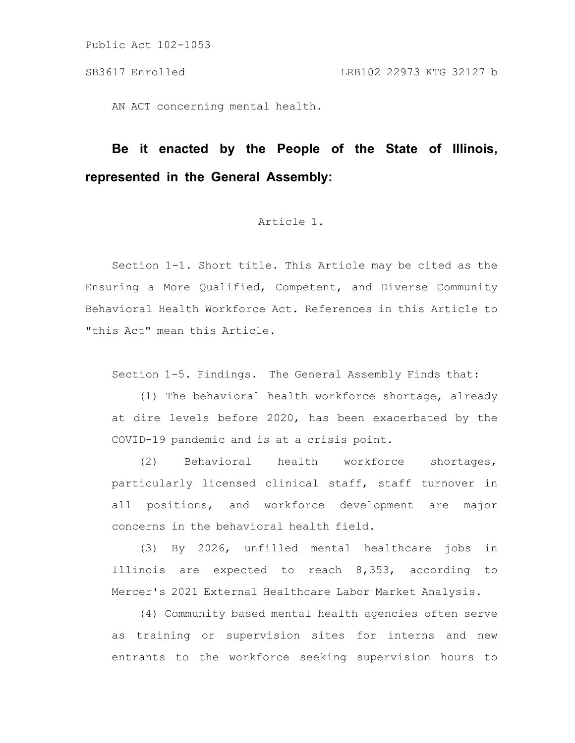Public Act 102-1053

SB3617 Enrolled LRB102 22973 KTG 32127 b

AN ACT concerning mental health.

**Be it enacted by the People of the State of Illinois, represented in the General Assembly:**

Article 1.

Section 1-1. Short title. This Article may be cited as the Ensuring a More Qualified, Competent, and Diverse Community Behavioral Health Workforce Act. References in this Article to "this Act" mean this Article.

Section 1-5. Findings. The General Assembly Finds that:

(1) The behavioral health workforce shortage, already at dire levels before 2020, has been exacerbated by the COVID-19 pandemic and is at a crisis point.

(2) Behavioral health workforce shortages, particularly licensed clinical staff, staff turnover in all positions, and workforce development are major concerns in the behavioral health field.

(3) By 2026, unfilled mental healthcare jobs in Illinois are expected to reach 8,353, according to Mercer's 2021 External Healthcare Labor Market Analysis.

(4) Community based mental health agencies often serve as training or supervision sites for interns and new entrants to the workforce seeking supervision hours to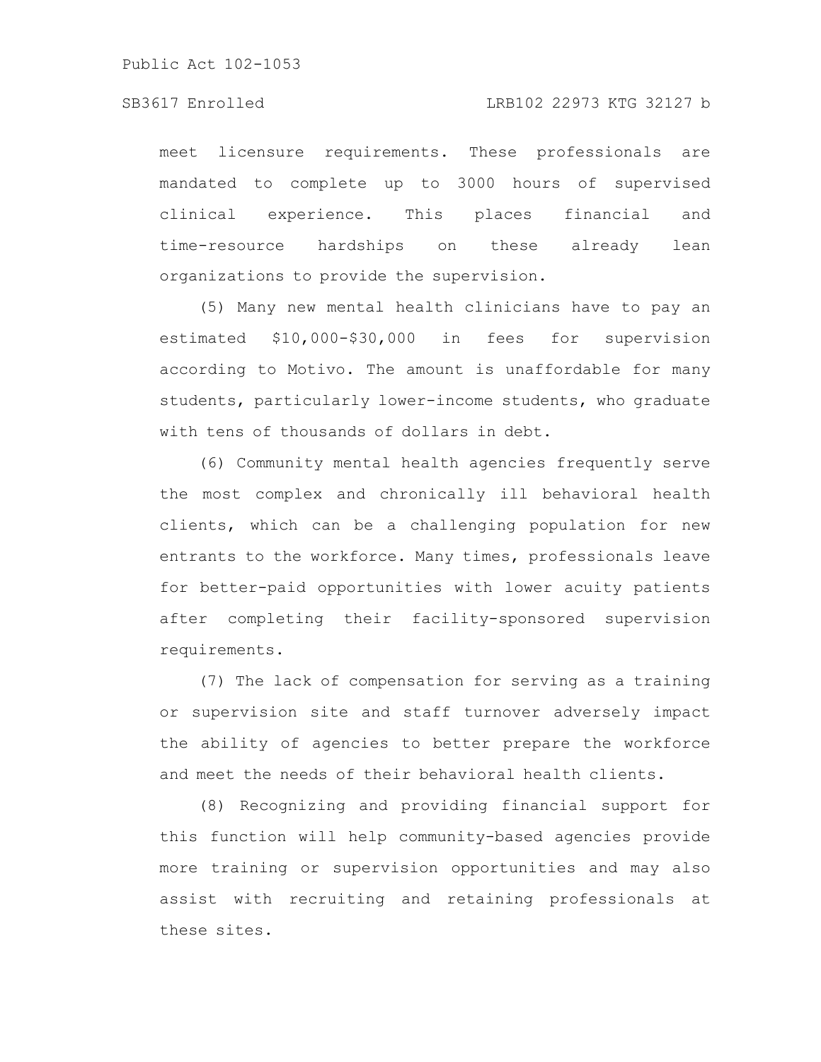meet licensure requirements. These professionals are mandated to complete up to 3000 hours of supervised clinical experience. This places financial and time-resource hardships on these already lean organizations to provide the supervision.

(5) Many new mental health clinicians have to pay an estimated $10,000-$30,000 in fees for supervision according to Motivo. The amount is unaffordable for many students, particularly lower-income students, who graduate with tens of thousands of dollars in debt.

(6) Community mental health agencies frequently serve the most complex and chronically ill behavioral health clients, which can be a challenging population for new entrants to the workforce. Many times, professionals leave for better-paid opportunities with lower acuity patients after completing their facility-sponsored supervision requirements.

(7) The lack of compensation for serving as a training or supervision site and staff turnover adversely impact the ability of agencies to better prepare the workforce and meet the needs of their behavioral health clients.

(8) Recognizing and providing financial support for this function will help community-based agencies provide more training or supervision opportunities and may also assist with recruiting and retaining professionals at these sites.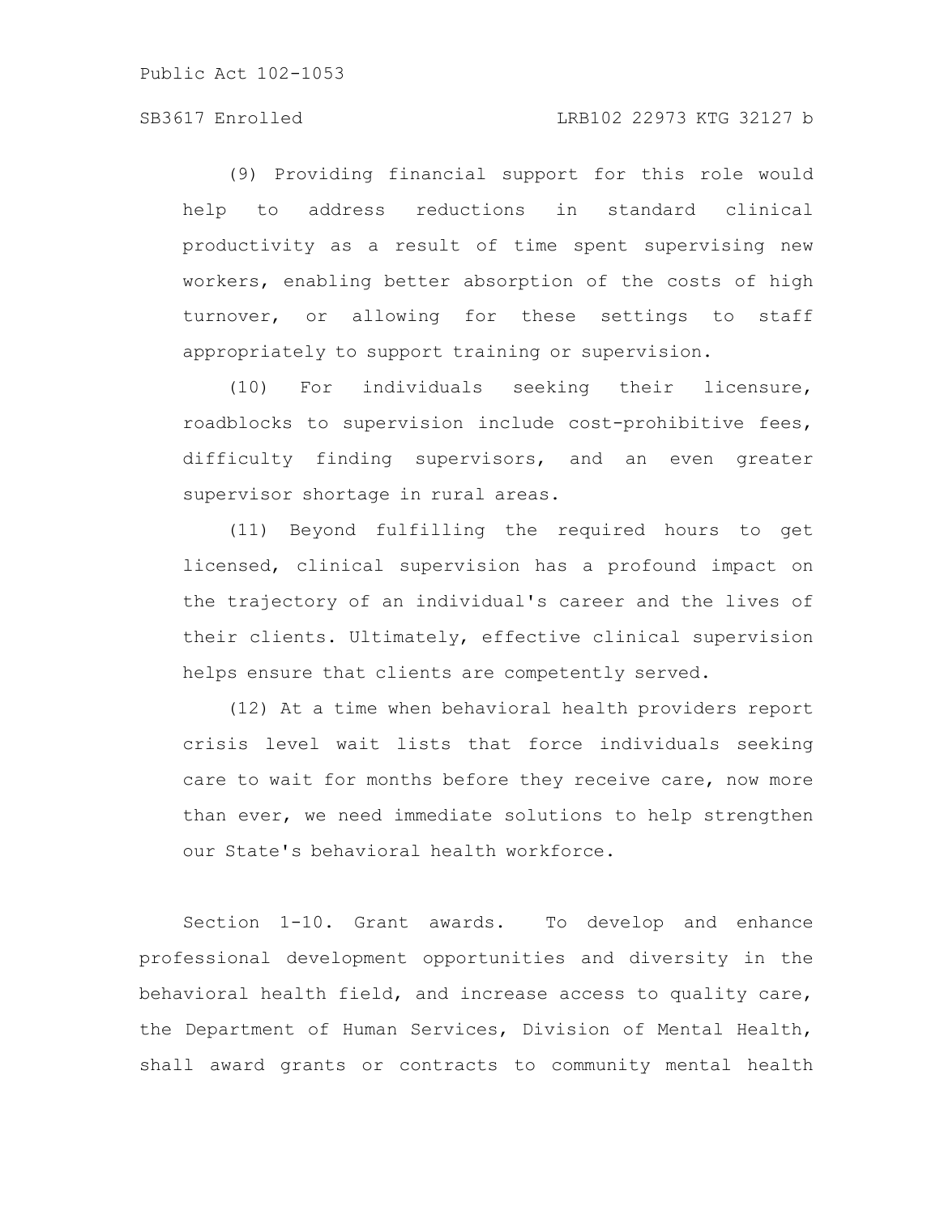(9) Providing financial support for this role would help to address reductions in standard clinical productivity as a result of time spent supervising new workers, enabling better absorption of the costs of high turnover, or allowing for these settings to staff appropriately to support training or supervision.

(10) For individuals seeking their licensure, roadblocks to supervision include cost-prohibitive fees, difficulty finding supervisors, and an even greater supervisor shortage in rural areas.

(11) Beyond fulfilling the required hours to get licensed, clinical supervision has a profound impact on the trajectory of an individual's career and the lives of their clients. Ultimately, effective clinical supervision helps ensure that clients are competently served.

(12) At a time when behavioral health providers report crisis level wait lists that force individuals seeking care to wait for months before they receive care, now more than ever, we need immediate solutions to help strengthen our State's behavioral health workforce.

Section 1-10. Grant awards. To develop and enhance professional development opportunities and diversity in the behavioral health field, and increase access to quality care, the Department of Human Services, Division of Mental Health, shall award grants or contracts to community mental health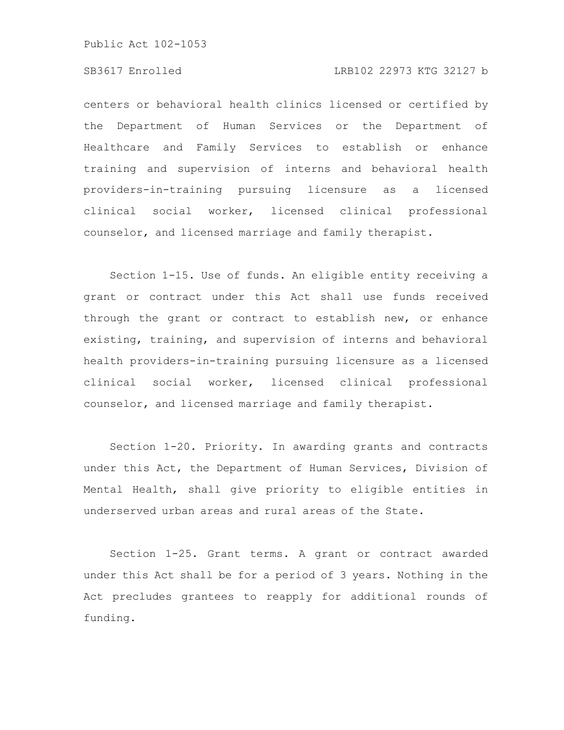centers or behavioral health clinics licensed or certified by the Department of Human Services or the Department of Healthcare and Family Services to establish or enhance training and supervision of interns and behavioral health providers-in-training pursuing licensure as a licensed clinical social worker, licensed clinical professional counselor, and licensed marriage and family therapist.

Section 1-15. Use of funds. An eligible entity receiving a grant or contract under this Act shall use funds received through the grant or contract to establish new, or enhance existing, training, and supervision of interns and behavioral health providers-in-training pursuing licensure as a licensed clinical social worker, licensed clinical professional counselor, and licensed marriage and family therapist.

Section 1-20. Priority. In awarding grants and contracts under this Act, the Department of Human Services, Division of Mental Health, shall give priority to eligible entities in underserved urban areas and rural areas of the State.

Section 1-25. Grant terms. A grant or contract awarded under this Act shall be for a period of 3 years. Nothing in the Act precludes grantees to reapply for additional rounds of funding.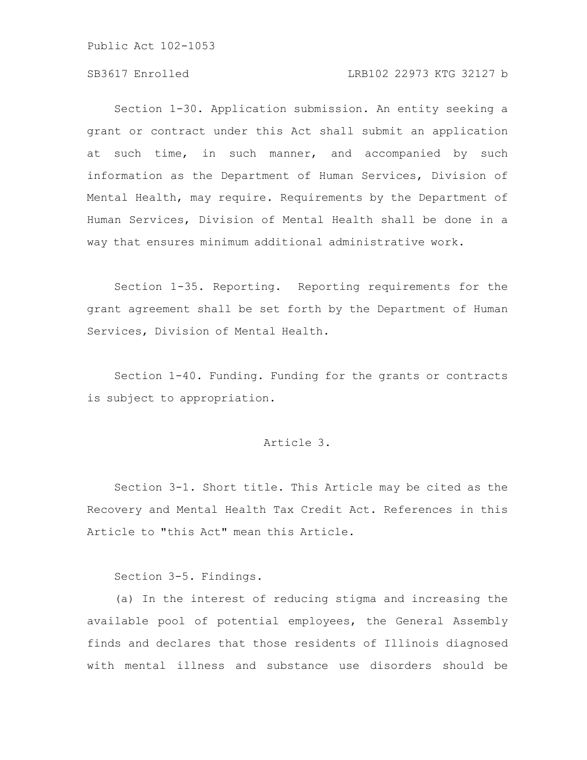Section 1-30. Application submission. An entity seeking a grant or contract under this Act shall submit an application at such time, in such manner, and accompanied by such information as the Department of Human Services, Division of Mental Health, may require. Requirements by the Department of Human Services, Division of Mental Health shall be done in a way that ensures minimum additional administrative work.

Section 1-35. Reporting. Reporting requirements for the grant agreement shall be set forth by the Department of Human Services, Division of Mental Health.

Section 1-40. Funding. Funding for the grants or contracts is subject to appropriation.

## Article 3.

Section 3-1. Short title. This Article may be cited as the Recovery and Mental Health Tax Credit Act. References in this Article to "this Act" mean this Article.

Section 3-5. Findings.

(a) In the interest of reducing stigma and increasing the available pool of potential employees, the General Assembly finds and declares that those residents of Illinois diagnosed with mental illness and substance use disorders should be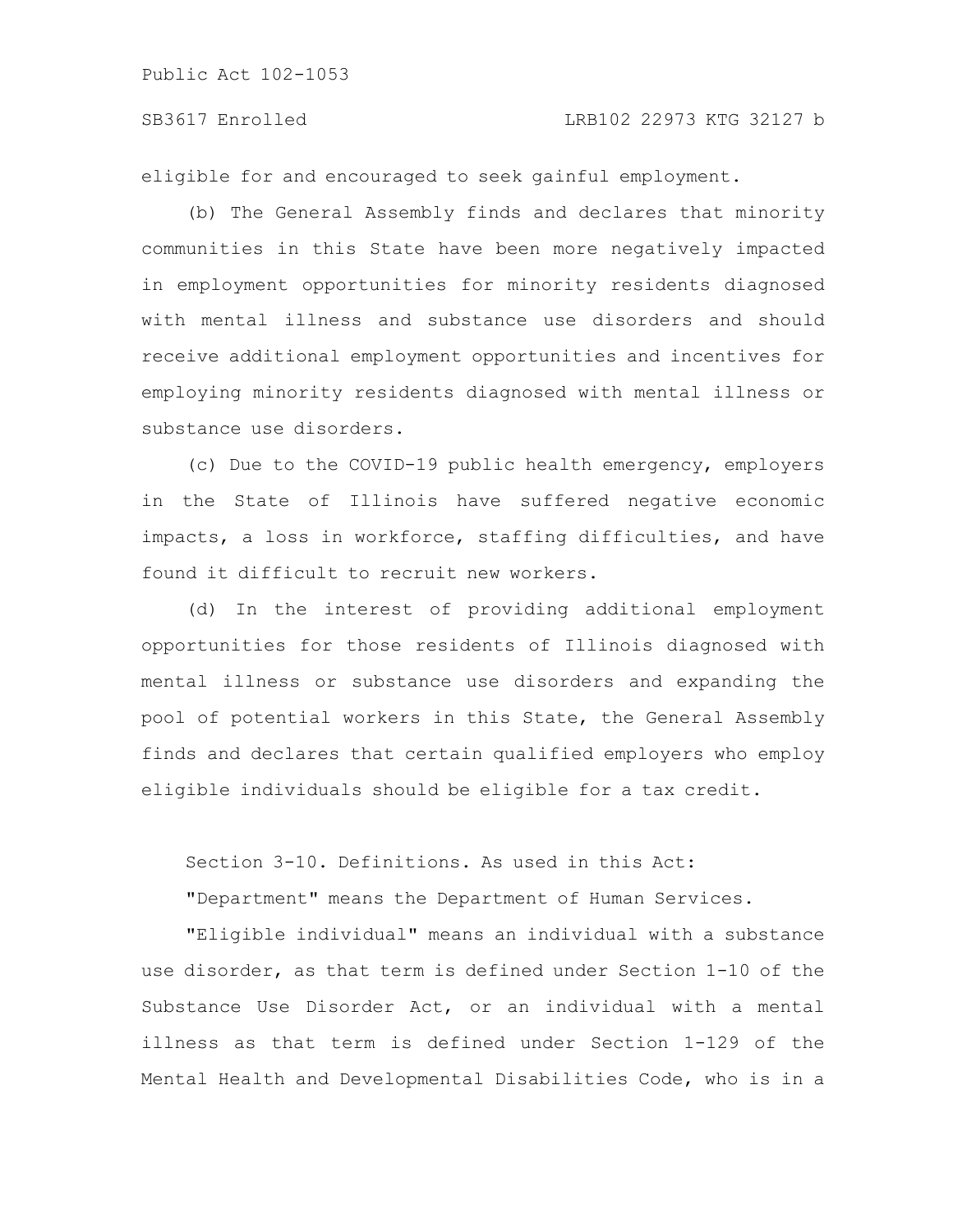eligible for and encouraged to seek gainful employment.

(b) The General Assembly finds and declares that minority communities in this State have been more negatively impacted in employment opportunities for minority residents diagnosed with mental illness and substance use disorders and should receive additional employment opportunities and incentives for employing minority residents diagnosed with mental illness or substance use disorders.

(c) Due to the COVID-19 public health emergency, employers in the State of Illinois have suffered negative economic impacts, a loss in workforce, staffing difficulties, and have found it difficult to recruit new workers.

(d) In the interest of providing additional employment opportunities for those residents of Illinois diagnosed with mental illness or substance use disorders and expanding the pool of potential workers in this State, the General Assembly finds and declares that certain qualified employers who employ eligible individuals should be eligible for a tax credit.

Section 3-10. Definitions. As used in this Act:

"Department" means the Department of Human Services.

"Eligible individual" means an individual with a substance use disorder, as that term is defined under Section 1-10 of the Substance Use Disorder Act, or an individual with a mental illness as that term is defined under Section 1-129 of the Mental Health and Developmental Disabilities Code, who is in a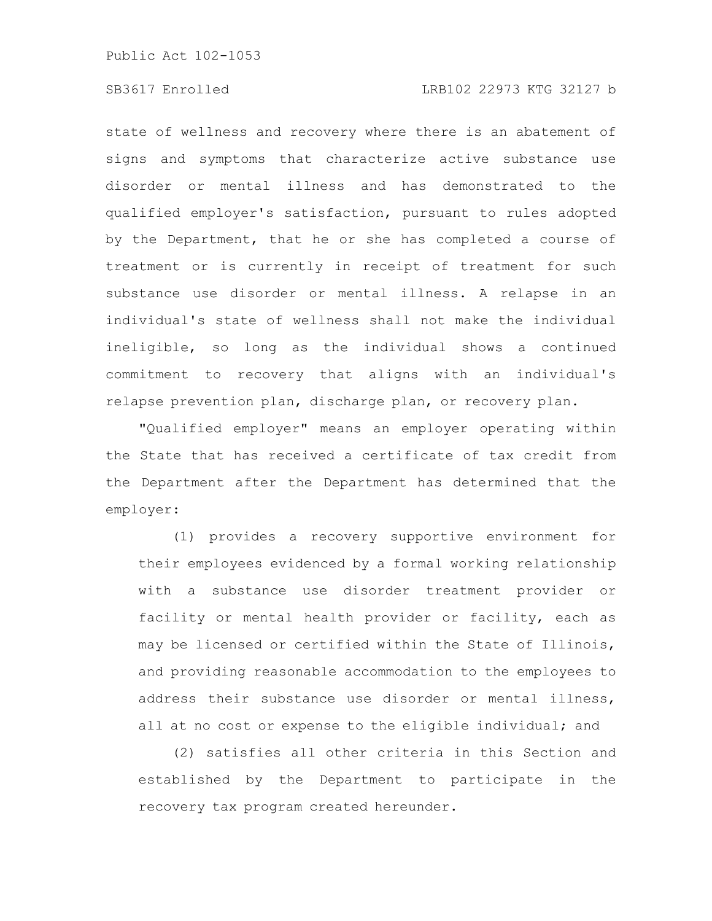state of wellness and recovery where there is an abatement of signs and symptoms that characterize active substance use disorder or mental illness and has demonstrated to the qualified employer's satisfaction, pursuant to rules adopted by the Department, that he or she has completed a course of treatment or is currently in receipt of treatment for such substance use disorder or mental illness. A relapse in an individual's state of wellness shall not make the individual ineligible, so long as the individual shows a continued commitment to recovery that aligns with an individual's relapse prevention plan, discharge plan, or recovery plan.

"Qualified employer" means an employer operating within the State that has received a certificate of tax credit from the Department after the Department has determined that the employer:

(1) provides a recovery supportive environment for their employees evidenced by a formal working relationship with a substance use disorder treatment provider or facility or mental health provider or facility, each as may be licensed or certified within the State of Illinois, and providing reasonable accommodation to the employees to address their substance use disorder or mental illness, all at no cost or expense to the eligible individual; and

(2) satisfies all other criteria in this Section and established by the Department to participate in the recovery tax program created hereunder.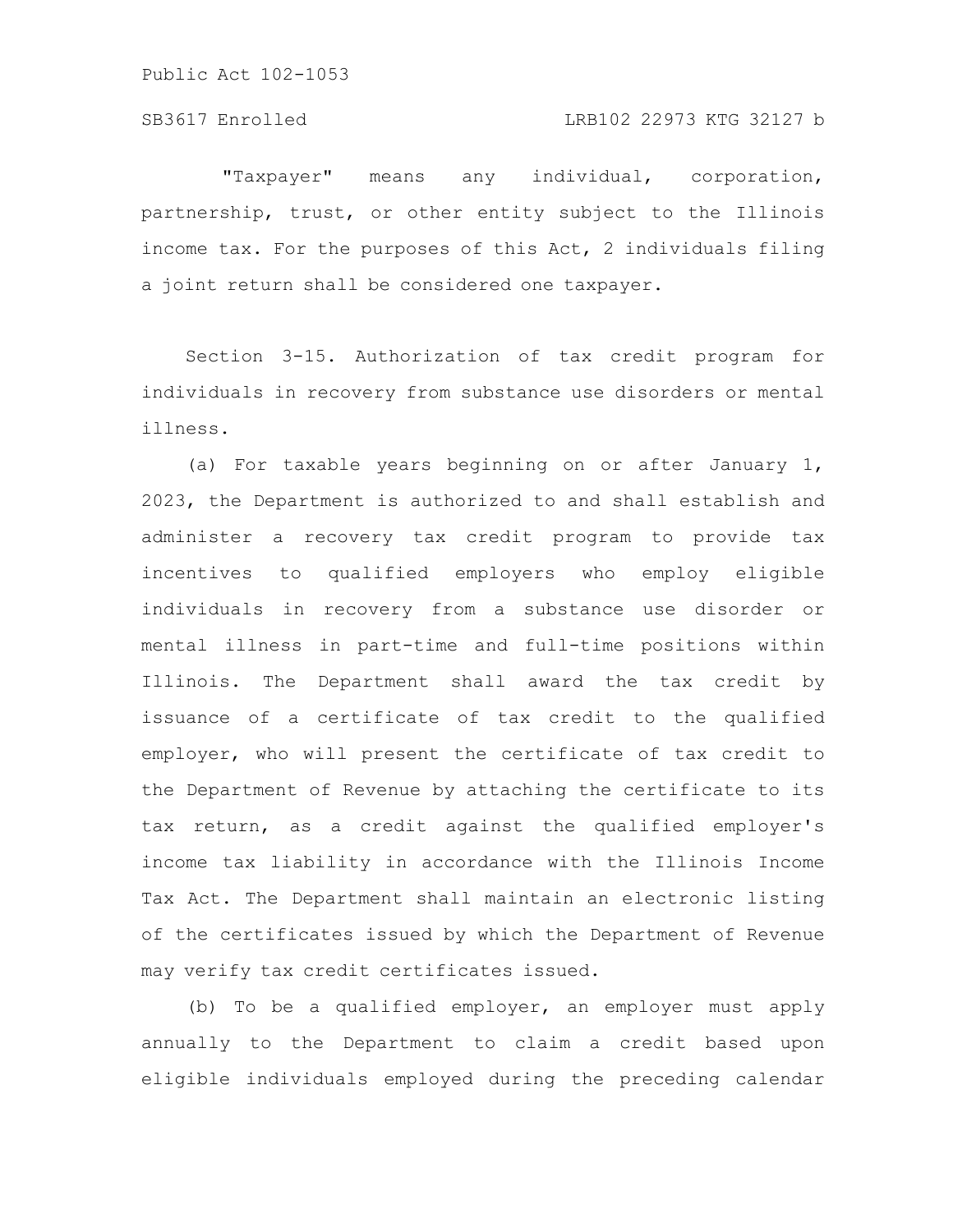"Taxpayer" means any individual, corporation, partnership, trust, or other entity subject to the Illinois income tax. For the purposes of this Act, 2 individuals filing a joint return shall be considered one taxpayer.

Section 3-15. Authorization of tax credit program for individuals in recovery from substance use disorders or mental illness.

(a) For taxable years beginning on or after January 1, 2023, the Department is authorized to and shall establish and administer a recovery tax credit program to provide tax incentives to qualified employers who employ eligible individuals in recovery from a substance use disorder or mental illness in part-time and full-time positions within Illinois. The Department shall award the tax credit by issuance of a certificate of tax credit to the qualified employer, who will present the certificate of tax credit to the Department of Revenue by attaching the certificate to its tax return, as a credit against the qualified employer's income tax liability in accordance with the Illinois Income Tax Act. The Department shall maintain an electronic listing of the certificates issued by which the Department of Revenue may verify tax credit certificates issued.

(b) To be a qualified employer, an employer must apply annually to the Department to claim a credit based upon eligible individuals employed during the preceding calendar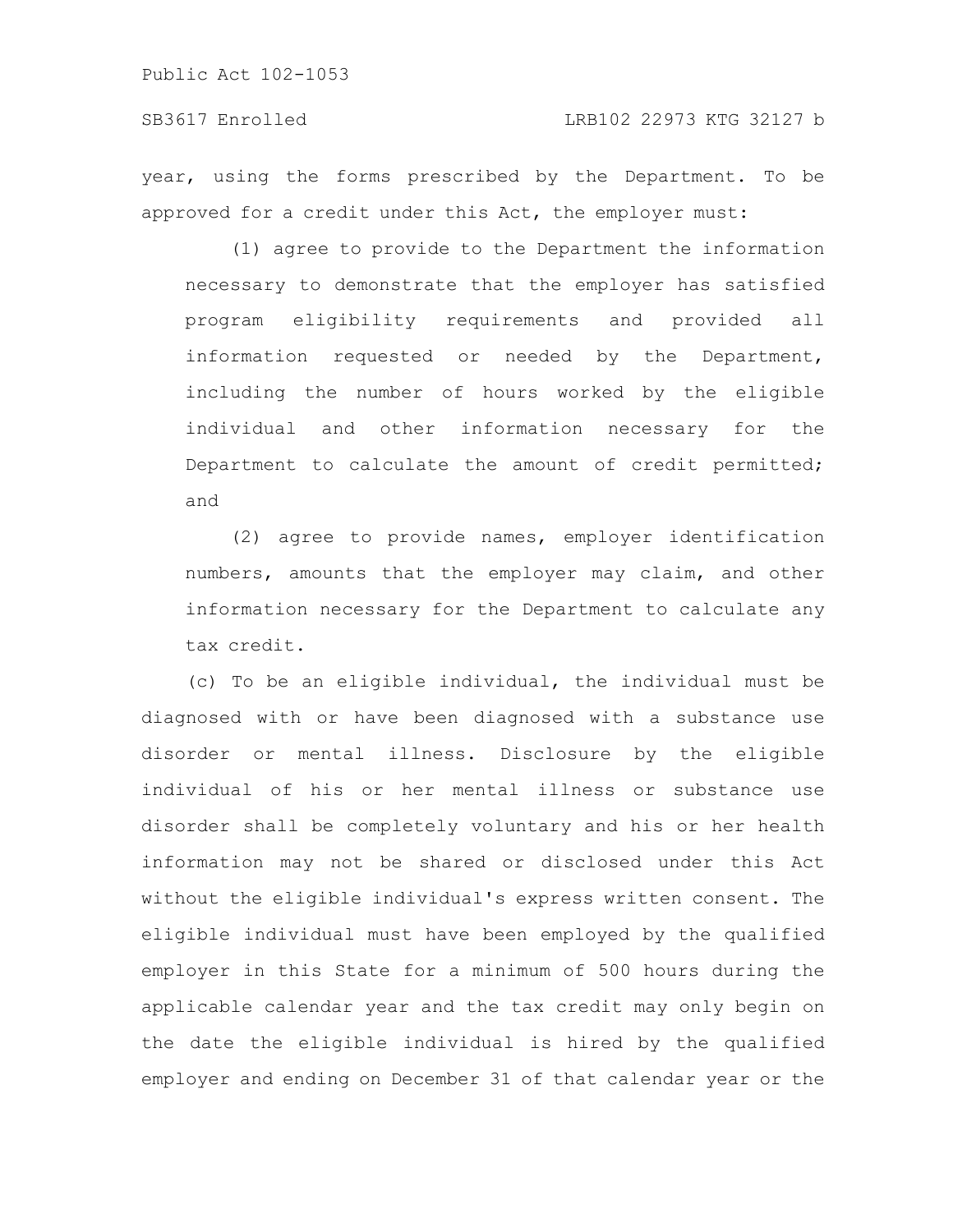year, using the forms prescribed by the Department. To be approved for a credit under this Act, the employer must:

(1) agree to provide to the Department the information necessary to demonstrate that the employer has satisfied program eligibility requirements and provided all information requested or needed by the Department, including the number of hours worked by the eligible individual and other information necessary for the Department to calculate the amount of credit permitted; and

(2) agree to provide names, employer identification numbers, amounts that the employer may claim, and other information necessary for the Department to calculate any tax credit.

(c) To be an eligible individual, the individual must be diagnosed with or have been diagnosed with a substance use disorder or mental illness. Disclosure by the eligible individual of his or her mental illness or substance use disorder shall be completely voluntary and his or her health information may not be shared or disclosed under this Act without the eligible individual's express written consent. The eligible individual must have been employed by the qualified employer in this State for a minimum of 500 hours during the applicable calendar year and the tax credit may only begin on the date the eligible individual is hired by the qualified employer and ending on December 31 of that calendar year or the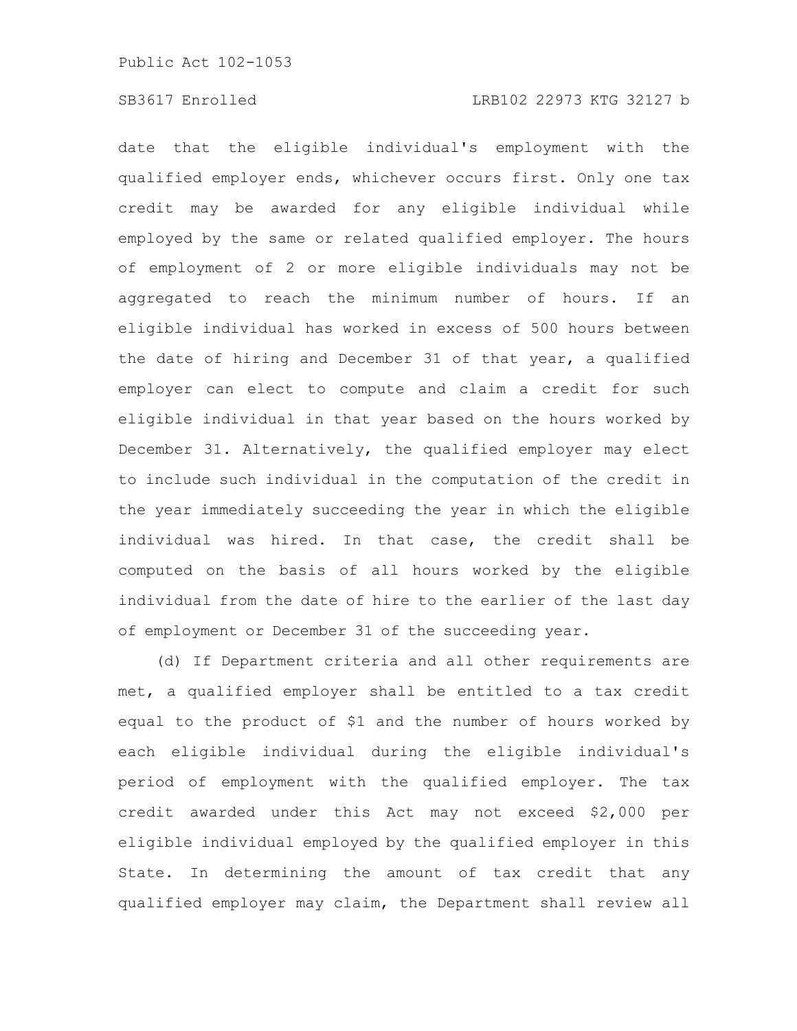date that the eligible individual's employment with the qualified employer ends, whichever occurs first. Only one tax credit may be awarded for any eligible individual while employed by the same or related qualified employer. The hours of employment of 2 or more eligible individuals may not be aggregated to reach the minimum number of hours. If an eligible individual has worked in excess of 500 hours between the date of hiring and December 31 of that year, a qualified employer can elect to compute and claim a credit for such eligible individual in that year based on the hours worked by December 31. Alternatively, the qualified employer may elect to include such individual in the computation of the credit in the year immediately succeeding the year in which the eligible individual was hired. In that case, the credit shall be computed on the basis of all hours worked by the eligible individual from the date of hire to the earlier of the last day of employment or December 31 of the succeeding year.

(d) If Department criteria and all other requirements are met, a qualified employer shall be entitled to a tax credit equal to the product of $1 and the number of hours worked by each eligible individual during the eligible individual's period of employment with the qualified employer. The tax credit awarded under this Act may not exceed $2,000 per eligible individual employed by the qualified employer in this State. In determining the amount of tax credit that any qualified employer may claim, the Department shall review all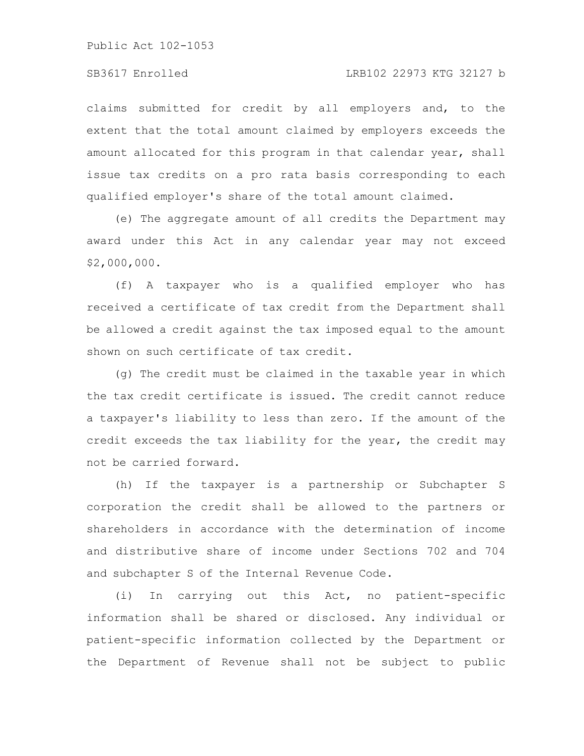claims submitted for credit by all employers and, to the extent that the total amount claimed by employers exceeds the amount allocated for this program in that calendar year, shall issue tax credits on a pro rata basis corresponding to each qualified employer's share of the total amount claimed.

(e) The aggregate amount of all credits the Department may award under this Act in any calendar year may not exceed $2,000,000.

(f) A taxpayer who is a qualified employer who has received a certificate of tax credit from the Department shall be allowed a credit against the tax imposed equal to the amount shown on such certificate of tax credit.

(g) The credit must be claimed in the taxable year in which the tax credit certificate is issued. The credit cannot reduce a taxpayer's liability to less than zero. If the amount of the credit exceeds the tax liability for the year, the credit may not be carried forward.

(h) If the taxpayer is a partnership or Subchapter S corporation the credit shall be allowed to the partners or shareholders in accordance with the determination of income and distributive share of income under Sections 702 and 704 and subchapter S of the Internal Revenue Code.

(i) In carrying out this Act, no patient-specific information shall be shared or disclosed. Any individual or patient-specific information collected by the Department or the Department of Revenue shall not be subject to public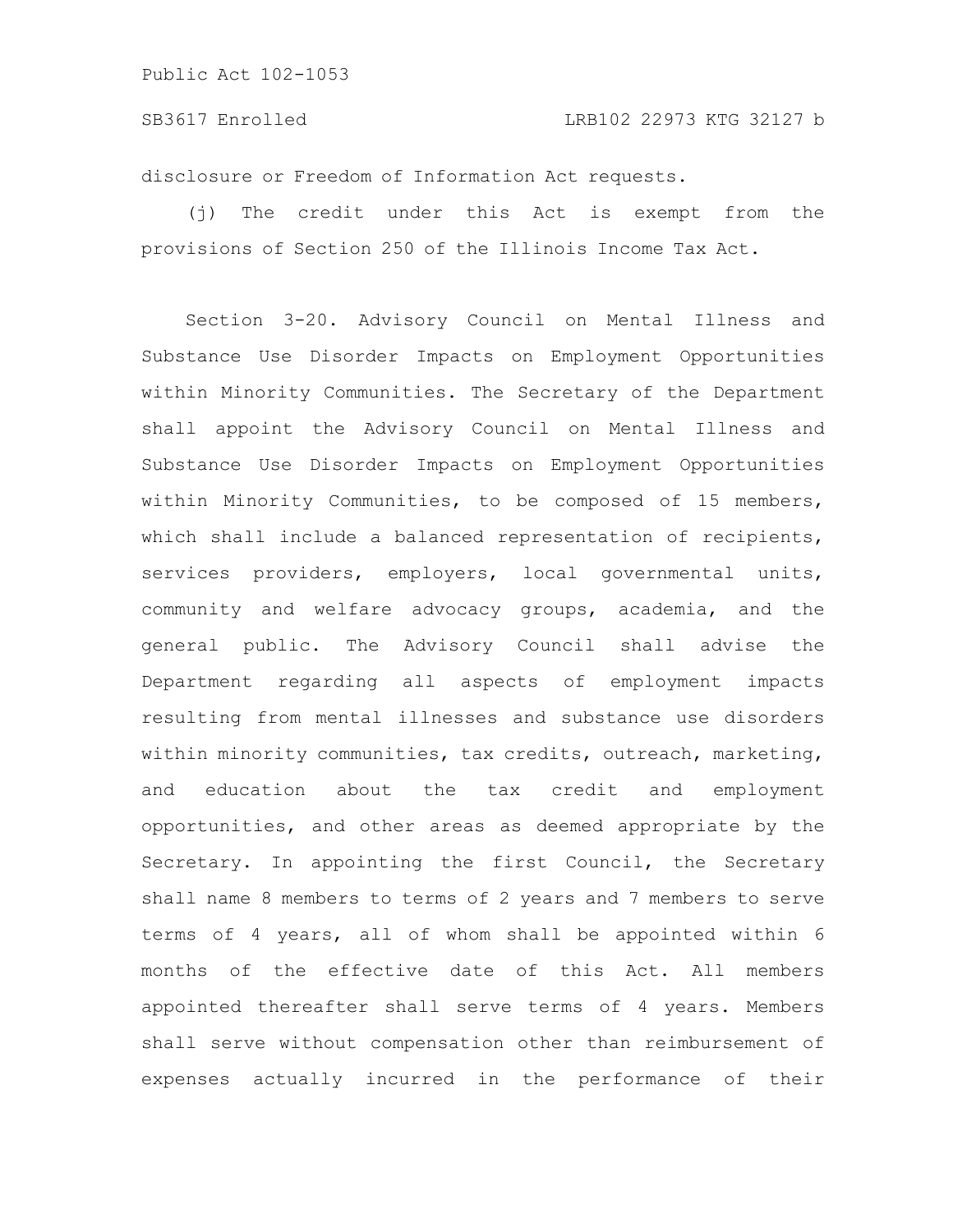disclosure or Freedom of Information Act requests.

(j) The credit under this Act is exempt from the provisions of Section 250 of the Illinois Income Tax Act.

Section 3-20. Advisory Council on Mental Illness and Substance Use Disorder Impacts on Employment Opportunities within Minority Communities. The Secretary of the Department shall appoint the Advisory Council on Mental Illness and Substance Use Disorder Impacts on Employment Opportunities within Minority Communities, to be composed of 15 members, which shall include a balanced representation of recipients, services providers, employers, local governmental units, community and welfare advocacy groups, academia, and the general public. The Advisory Council shall advise the Department regarding all aspects of employment impacts resulting from mental illnesses and substance use disorders within minority communities, tax credits, outreach, marketing, and education about the tax credit and employment opportunities, and other areas as deemed appropriate by the Secretary. In appointing the first Council, the Secretary shall name 8 members to terms of 2 years and 7 members to serve terms of 4 years, all of whom shall be appointed within 6 months of the effective date of this Act. All members appointed thereafter shall serve terms of 4 years. Members shall serve without compensation other than reimbursement of expenses actually incurred in the performance of their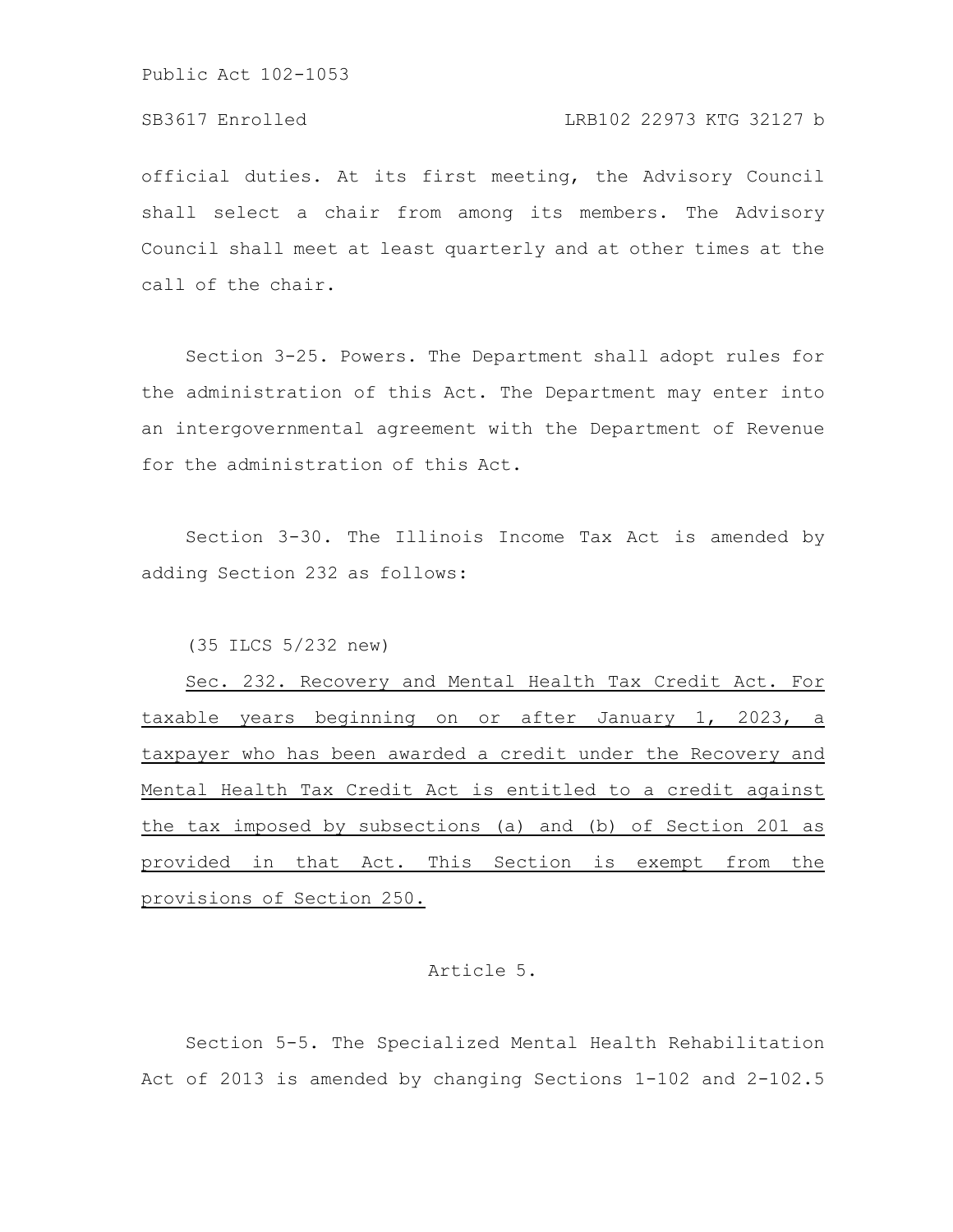official duties. At its first meeting, the Advisory Council shall select a chair from among its members. The Advisory Council shall meet at least quarterly and at other times at the call of the chair.

Section 3-25. Powers. The Department shall adopt rules for the administration of this Act. The Department may enter into an intergovernmental agreement with the Department of Revenue for the administration of this Act.

Section 3-30. The Illinois Income Tax Act is amended by adding Section 232 as follows:

(35 ILCS 5/232 new)

<u>Sec. 232. Recovery and Mental Health Tax Credit Act. For taxable years beginning on or after January 1, 2023, a taxpayer who has been awarded a credit under the Recovery and Mental Health Tax Credit Act is entitled to a credit against the tax imposed by subsections (a) and (b) of Section 201 as provided in that Act. This Section is exempt from the provisions of Section 250.</u>

Article 5.

Section 5-5. The Specialized Mental Health Rehabilitation Act of 2013 is amended by changing Sections 1-102 and 2-102.5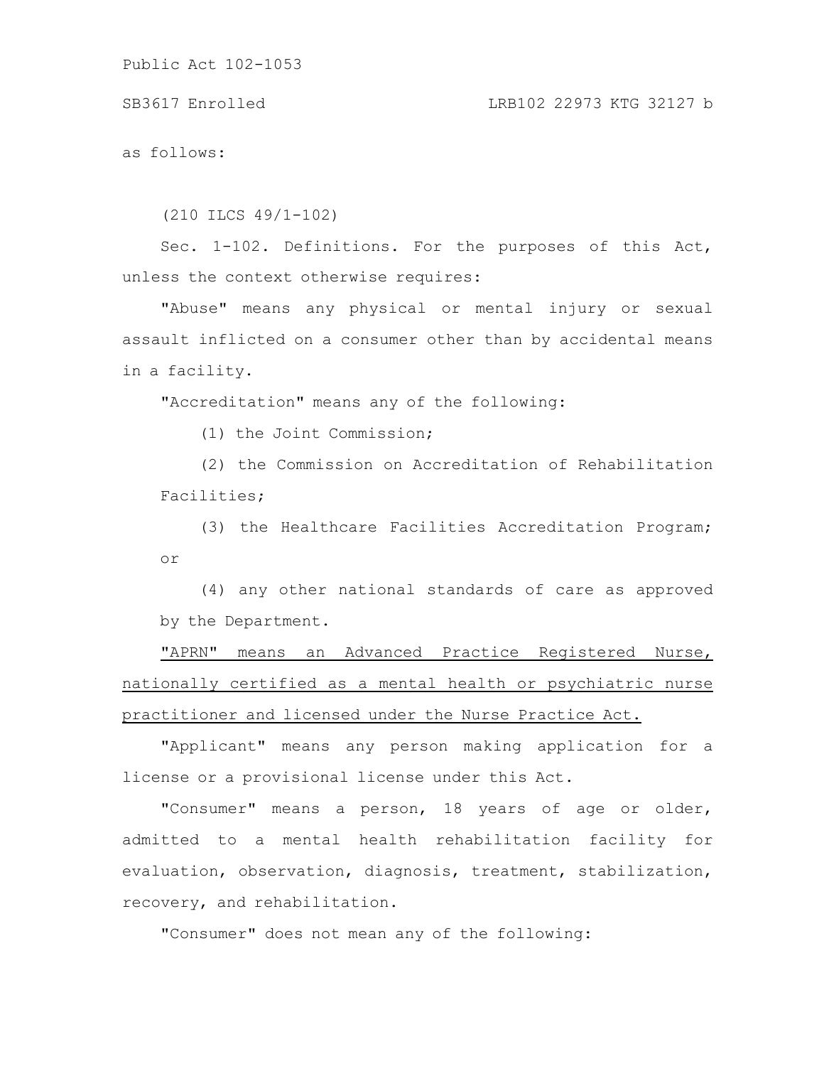as follows:

(210 ILCS 49/1-102)

Sec. 1-102. Definitions. For the purposes of this Act, unless the context otherwise requires:

"Abuse" means any physical or mental injury or sexual assault inflicted on a consumer other than by accidental means in a facility.

"Accreditation" means any of the following:

(1) the Joint Commission;

(2) the Commission on Accreditation of Rehabilitation Facilities;

(3) the Healthcare Facilities Accreditation Program; or

(4) any other national standards of care as approved by the Department.

<u>"APRN" means an Advanced Practice Registered Nurse, nationally certified as a mental health or psychiatric nurse practitioner and licensed under the Nurse Practice Act.</u>

"Applicant" means any person making application for a license or a provisional license under this Act.

"Consumer" means a person, 18 years of age or older, admitted to a mental health rehabilitation facility for evaluation, observation, diagnosis, treatment, stabilization, recovery, and rehabilitation.

"Consumer" does not mean any of the following: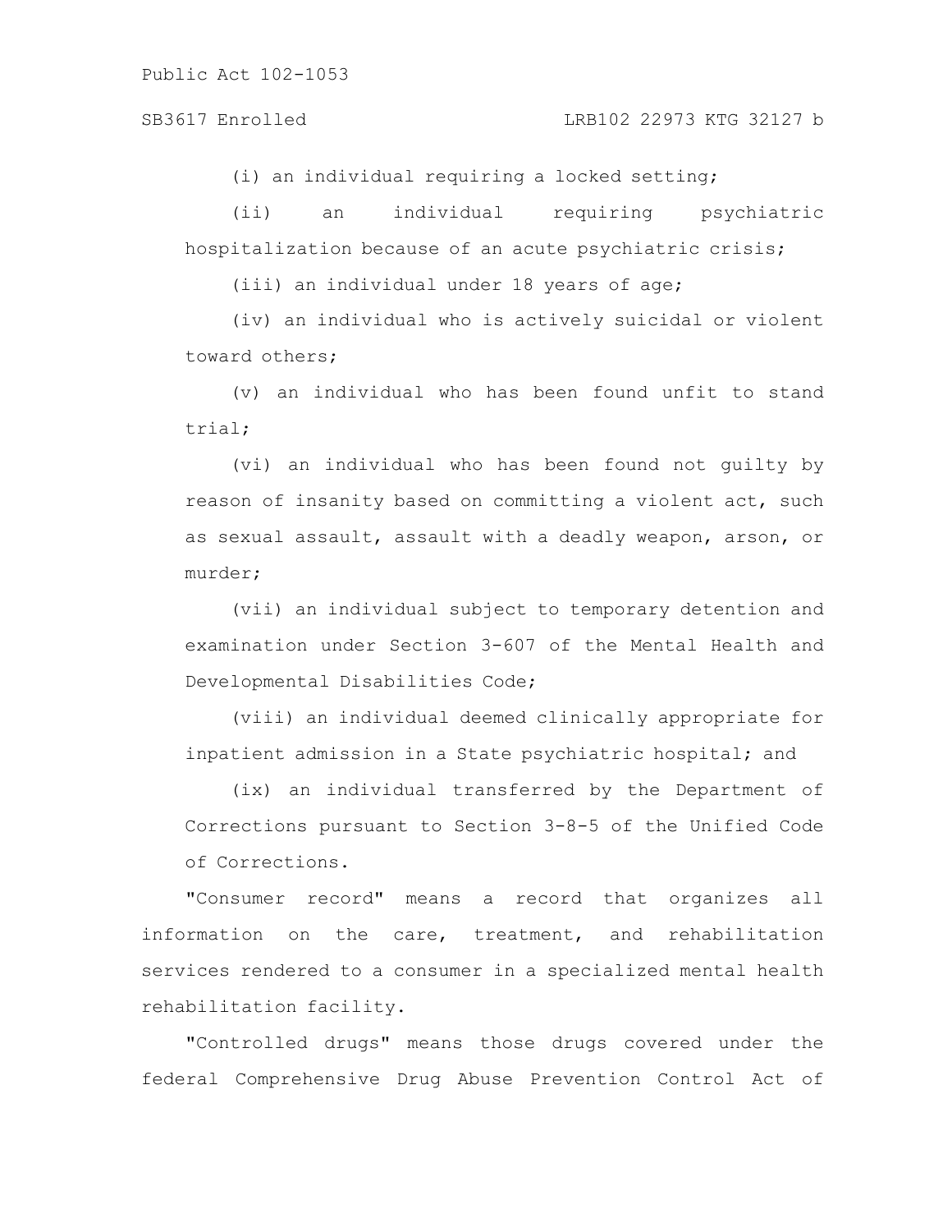(i) an individual requiring a locked setting;

(ii) an individual requiring psychiatric hospitalization because of an acute psychiatric crisis;

(iii) an individual under 18 years of age;

(iv) an individual who is actively suicidal or violent toward others;

(v) an individual who has been found unfit to stand trial;

(vi) an individual who has been found not guilty by reason of insanity based on committing a violent act, such as sexual assault, assault with a deadly weapon, arson, or murder;

(vii) an individual subject to temporary detention and examination under Section 3-607 of the Mental Health and Developmental Disabilities Code;

(viii) an individual deemed clinically appropriate for inpatient admission in a State psychiatric hospital; and

(ix) an individual transferred by the Department of Corrections pursuant to Section 3-8-5 of the Unified Code of Corrections.

"Consumer record" means a record that organizes all information on the care, treatment, and rehabilitation services rendered to a consumer in a specialized mental health rehabilitation facility.

"Controlled drugs" means those drugs covered under the federal Comprehensive Drug Abuse Prevention Control Act of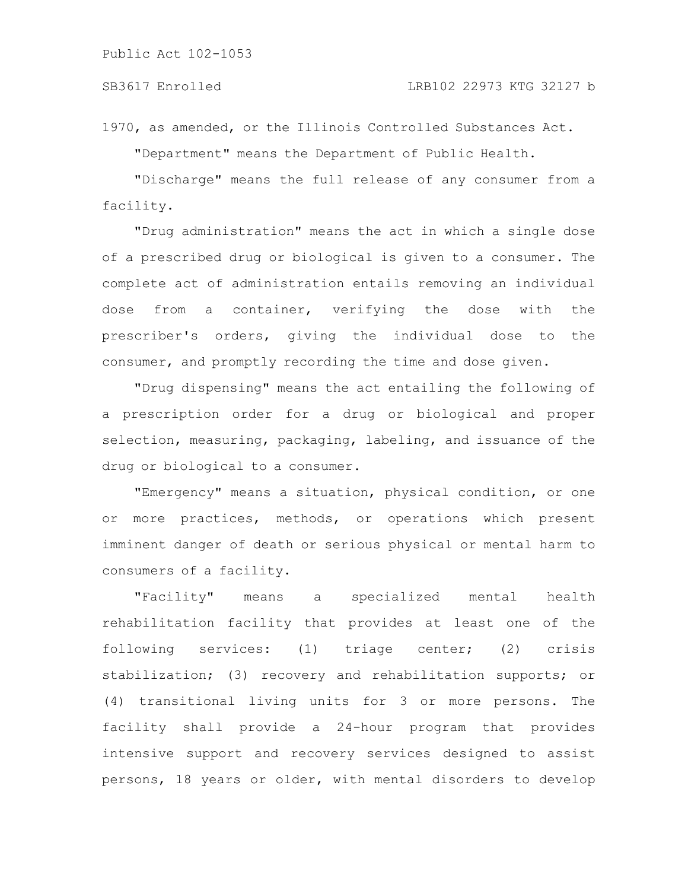1970, as amended, or the Illinois Controlled Substances Act.

"Department" means the Department of Public Health.

"Discharge" means the full release of any consumer from a facility.

"Drug administration" means the act in which a single dose of a prescribed drug or biological is given to a consumer. The complete act of administration entails removing an individual dose from a container, verifying the dose with the prescriber's orders, giving the individual dose to the consumer, and promptly recording the time and dose given.

"Drug dispensing" means the act entailing the following of a prescription order for a drug or biological and proper selection, measuring, packaging, labeling, and issuance of the drug or biological to a consumer.

"Emergency" means a situation, physical condition, or one or more practices, methods, or operations which present imminent danger of death or serious physical or mental harm to consumers of a facility.

"Facility" means a specialized mental health rehabilitation facility that provides at least one of the following services: (1) triage center; (2) crisis stabilization; (3) recovery and rehabilitation supports; or (4) transitional living units for 3 or more persons. The facility shall provide a 24-hour program that provides intensive support and recovery services designed to assist persons, 18 years or older, with mental disorders to develop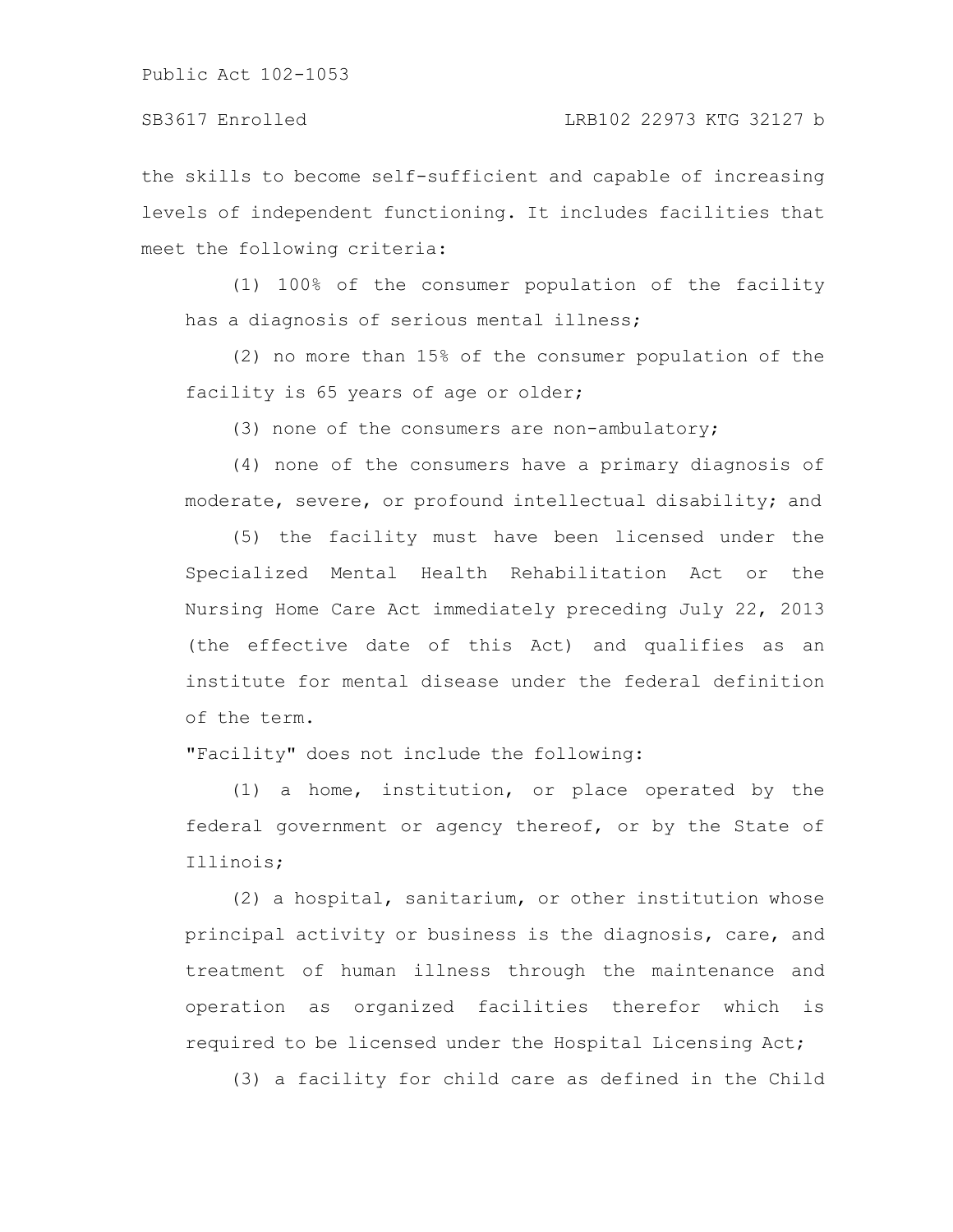the skills to become self-sufficient and capable of increasing levels of independent functioning. It includes facilities that meet the following criteria:

(1) 100% of the consumer population of the facility has a diagnosis of serious mental illness;

(2) no more than 15% of the consumer population of the facility is 65 years of age or older;

(3) none of the consumers are non-ambulatory;

(4) none of the consumers have a primary diagnosis of moderate, severe, or profound intellectual disability; and

(5) the facility must have been licensed under the Specialized Mental Health Rehabilitation Act or the Nursing Home Care Act immediately preceding July 22, 2013 (the effective date of this Act) and qualifies as an institute for mental disease under the federal definition of the term.

"Facility" does not include the following:

(1) a home, institution, or place operated by the federal government or agency thereof, or by the State of Illinois;

(2) a hospital, sanitarium, or other institution whose principal activity or business is the diagnosis, care, and treatment of human illness through the maintenance and operation as organized facilities therefor which is required to be licensed under the Hospital Licensing Act;

(3) a facility for child care as defined in the Child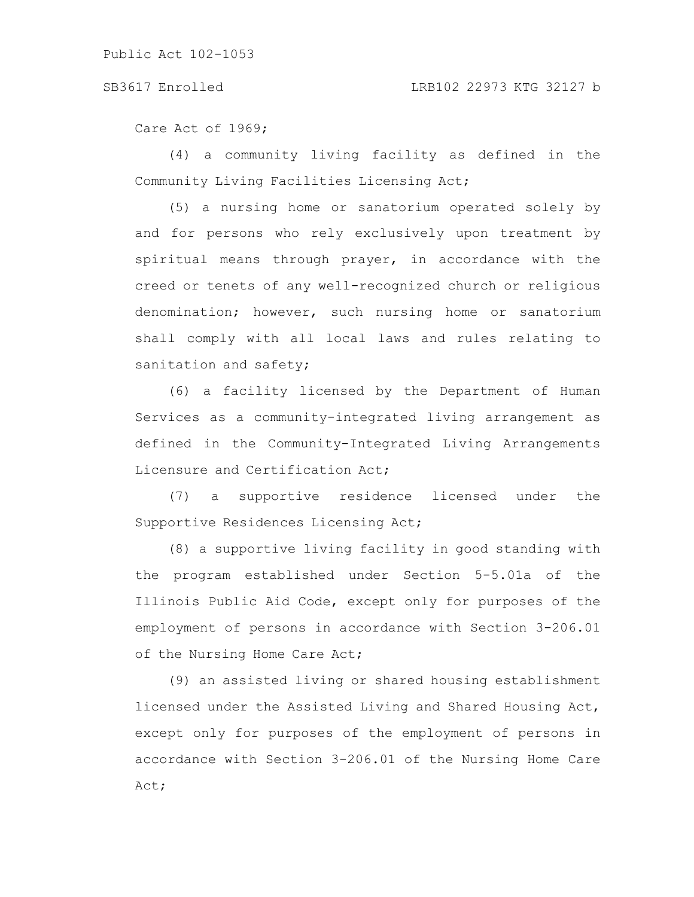Care Act of 1969;

(4) a community living facility as defined in the Community Living Facilities Licensing Act;

(5) a nursing home or sanatorium operated solely by and for persons who rely exclusively upon treatment by spiritual means through prayer, in accordance with the creed or tenets of any well-recognized church or religious denomination; however, such nursing home or sanatorium shall comply with all local laws and rules relating to sanitation and safety;

(6) a facility licensed by the Department of Human Services as a community-integrated living arrangement as defined in the Community-Integrated Living Arrangements Licensure and Certification Act;

(7) a supportive residence licensed under the Supportive Residences Licensing Act;

(8) a supportive living facility in good standing with the program established under Section 5-5.01a of the Illinois Public Aid Code, except only for purposes of the employment of persons in accordance with Section 3-206.01 of the Nursing Home Care Act;

(9) an assisted living or shared housing establishment licensed under the Assisted Living and Shared Housing Act, except only for purposes of the employment of persons in accordance with Section 3-206.01 of the Nursing Home Care Act;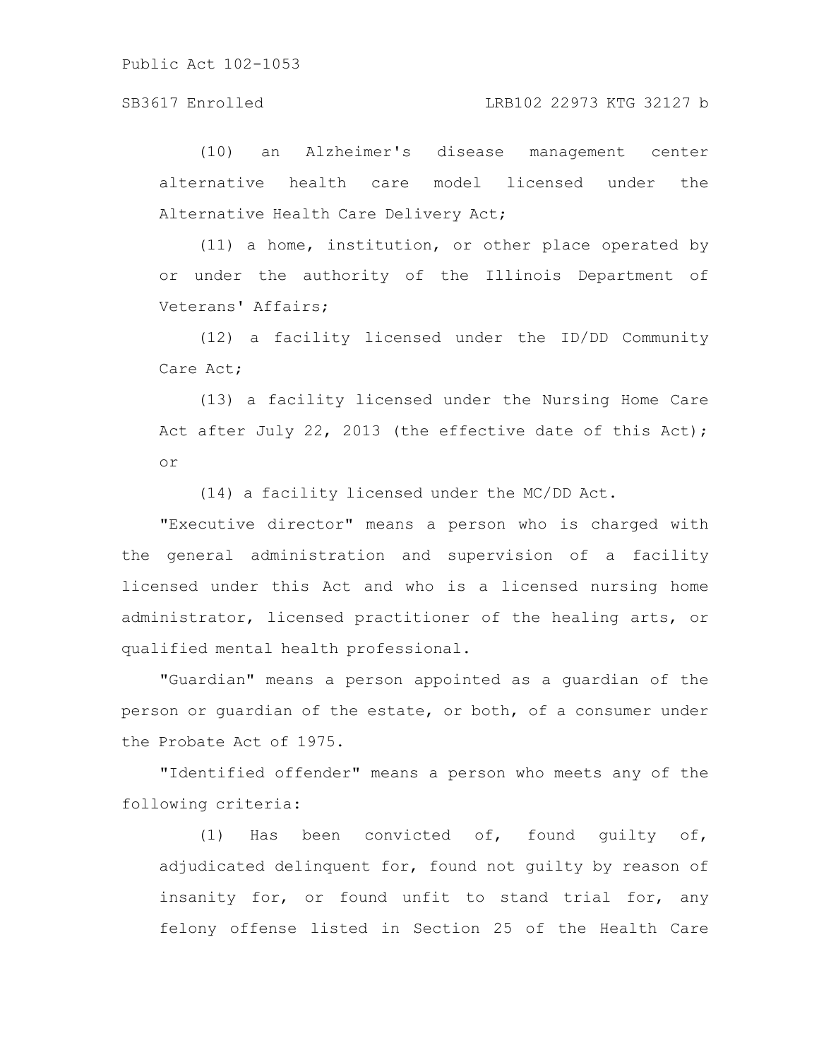(10) an Alzheimer's disease management center alternative health care model licensed under the Alternative Health Care Delivery Act;

(11) a home, institution, or other place operated by or under the authority of the Illinois Department of Veterans' Affairs;

(12) a facility licensed under the ID/DD Community Care Act;

(13) a facility licensed under the Nursing Home Care Act after July 22, 2013 (the effective date of this Act); or

(14) a facility licensed under the MC/DD Act.

"Executive director" means a person who is charged with the general administration and supervision of a facility licensed under this Act and who is a licensed nursing home administrator, licensed practitioner of the healing arts, or qualified mental health professional.

"Guardian" means a person appointed as a guardian of the person or guardian of the estate, or both, of a consumer under the Probate Act of 1975.

"Identified offender" means a person who meets any of the following criteria:

(1) Has been convicted of, found guilty of, adjudicated delinquent for, found not guilty by reason of insanity for, or found unfit to stand trial for, any felony offense listed in Section 25 of the Health Care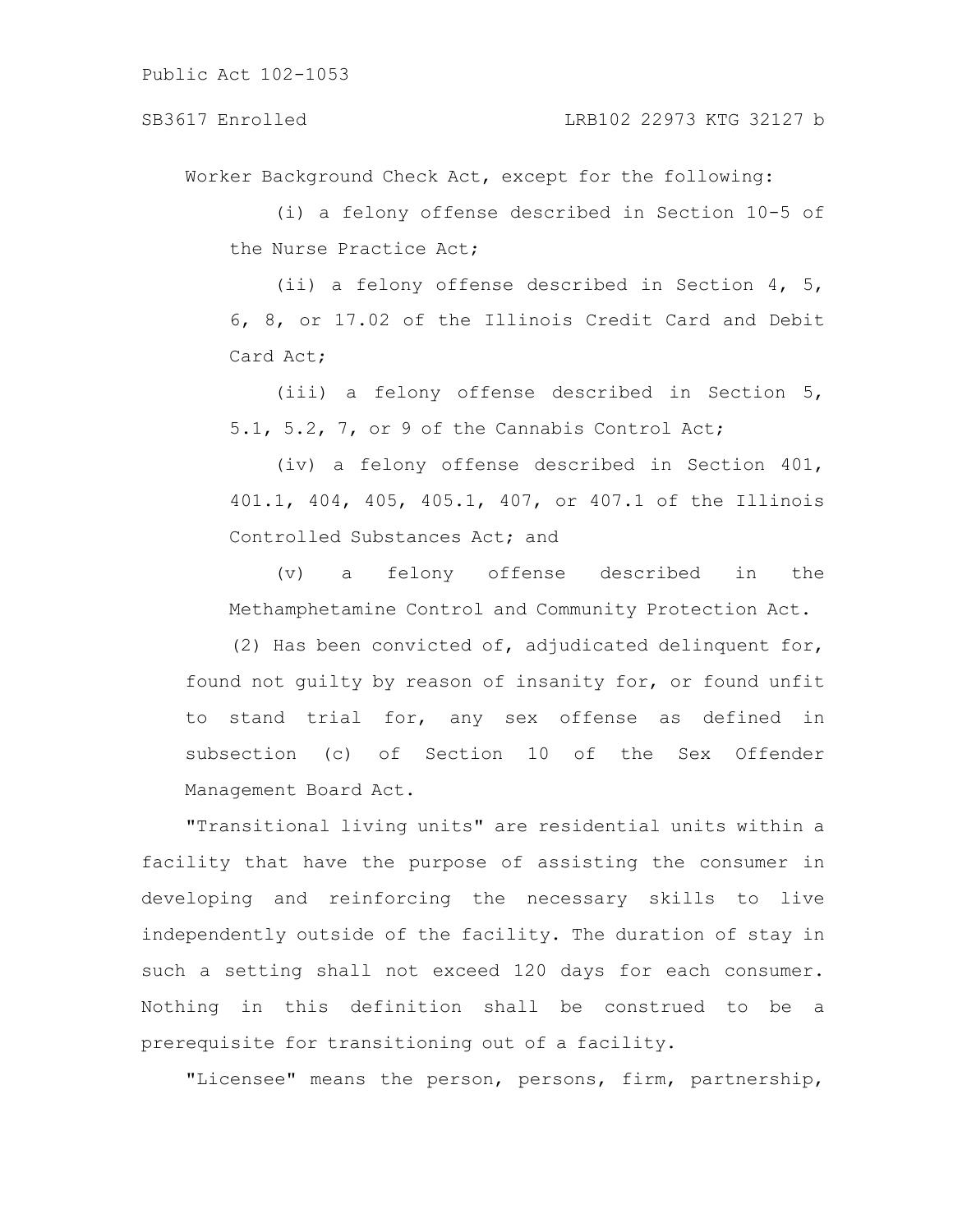Worker Background Check Act, except for the following:

(i) a felony offense described in Section 10-5 of the Nurse Practice Act;

(ii) a felony offense described in Section 4, 5, 6, 8, or 17.02 of the Illinois Credit Card and Debit Card Act;

(iii) a felony offense described in Section 5, 5.1, 5.2, 7, or 9 of the Cannabis Control Act;

(iv) a felony offense described in Section 401, 401.1, 404, 405, 405.1, 407, or 407.1 of the Illinois Controlled Substances Act; and

(v) a felony offense described in the Methamphetamine Control and Community Protection Act.

(2) Has been convicted of, adjudicated delinquent for, found not guilty by reason of insanity for, or found unfit to stand trial for, any sex offense as defined in subsection (c) of Section 10 of the Sex Offender Management Board Act.

"Transitional living units" are residential units within a facility that have the purpose of assisting the consumer in developing and reinforcing the necessary skills to live independently outside of the facility. The duration of stay in such a setting shall not exceed 120 days for each consumer. Nothing in this definition shall be construed to be a prerequisite for transitioning out of a facility.

"Licensee" means the person, persons, firm, partnership,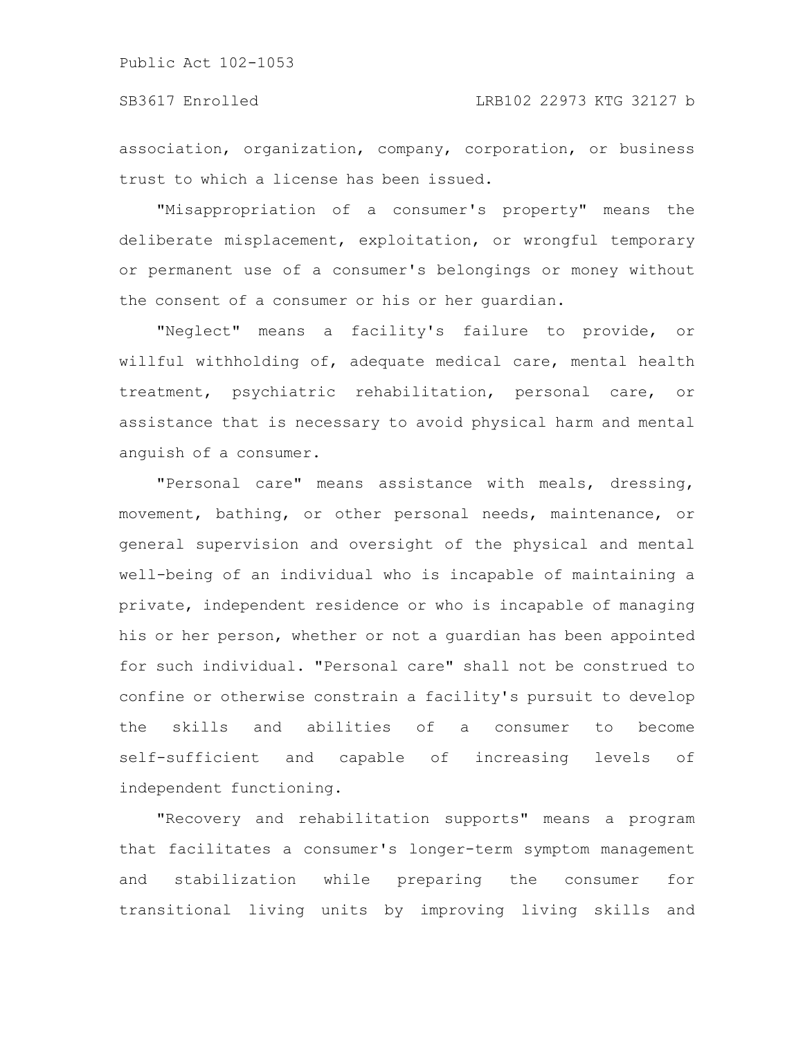association, organization, company, corporation, or business trust to which a license has been issued.

"Misappropriation of a consumer's property" means the deliberate misplacement, exploitation, or wrongful temporary or permanent use of a consumer's belongings or money without the consent of a consumer or his or her guardian.

"Neglect" means a facility's failure to provide, or willful withholding of, adequate medical care, mental health treatment, psychiatric rehabilitation, personal care, or assistance that is necessary to avoid physical harm and mental anguish of a consumer.

"Personal care" means assistance with meals, dressing, movement, bathing, or other personal needs, maintenance, or general supervision and oversight of the physical and mental well-being of an individual who is incapable of maintaining a private, independent residence or who is incapable of managing his or her person, whether or not a guardian has been appointed for such individual. "Personal care" shall not be construed to confine or otherwise constrain a facility's pursuit to develop the skills and abilities of a consumer to become self-sufficient and capable of increasing levels of independent functioning.

"Recovery and rehabilitation supports" means a program that facilitates a consumer's longer-term symptom management and stabilization while preparing the consumer for transitional living units by improving living skills and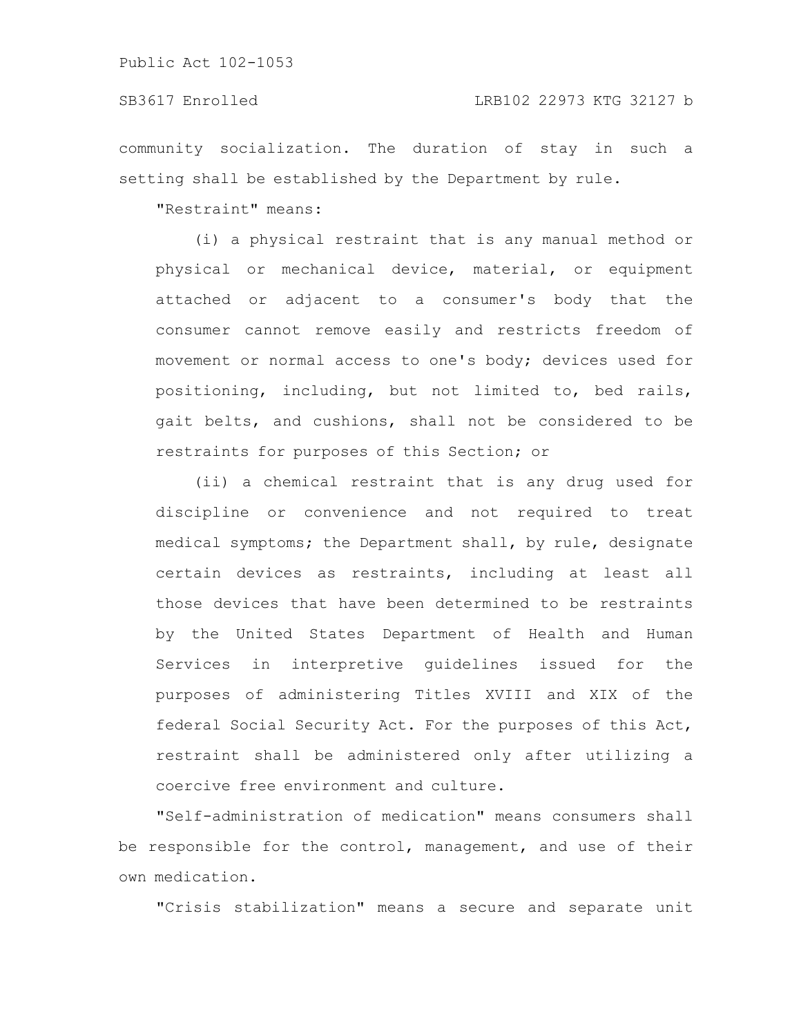community socialization. The duration of stay in such a setting shall be established by the Department by rule.

"Restraint" means:

(i) a physical restraint that is any manual method or physical or mechanical device, material, or equipment attached or adjacent to a consumer's body that the consumer cannot remove easily and restricts freedom of movement or normal access to one's body; devices used for positioning, including, but not limited to, bed rails, gait belts, and cushions, shall not be considered to be restraints for purposes of this Section; or

(ii) a chemical restraint that is any drug used for discipline or convenience and not required to treat medical symptoms; the Department shall, by rule, designate certain devices as restraints, including at least all those devices that have been determined to be restraints by the United States Department of Health and Human Services in interpretive guidelines issued for the purposes of administering Titles XVIII and XIX of the federal Social Security Act. For the purposes of this Act, restraint shall be administered only after utilizing a coercive free environment and culture.

"Self-administration of medication" means consumers shall be responsible for the control, management, and use of their own medication.

"Crisis stabilization" means a secure and separate unit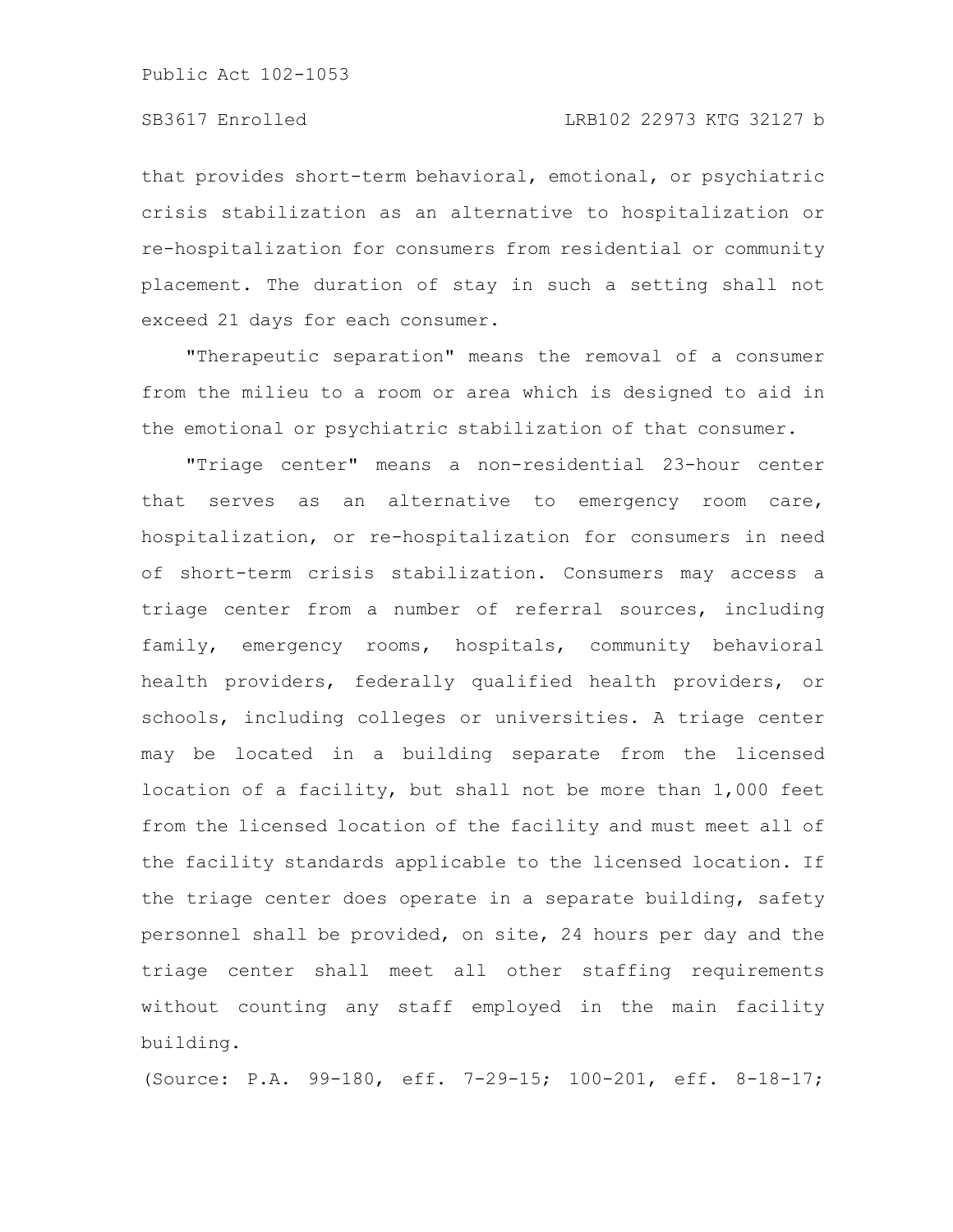that provides short-term behavioral, emotional, or psychiatric crisis stabilization as an alternative to hospitalization or re-hospitalization for consumers from residential or community placement. The duration of stay in such a setting shall not exceed 21 days for each consumer.

"Therapeutic separation" means the removal of a consumer from the milieu to a room or area which is designed to aid in the emotional or psychiatric stabilization of that consumer.

"Triage center" means a non-residential 23-hour center that serves as an alternative to emergency room care, hospitalization, or re-hospitalization for consumers in need of short-term crisis stabilization. Consumers may access a triage center from a number of referral sources, including family, emergency rooms, hospitals, community behavioral health providers, federally qualified health providers, or schools, including colleges or universities. A triage center may be located in a building separate from the licensed location of a facility, but shall not be more than 1,000 feet from the licensed location of the facility and must meet all of the facility standards applicable to the licensed location. If the triage center does operate in a separate building, safety personnel shall be provided, on site, 24 hours per day and the triage center shall meet all other staffing requirements without counting any staff employed in the main facility building.

(Source: P.A. 99-180, eff. 7-29-15; 100-201, eff. 8-18-17;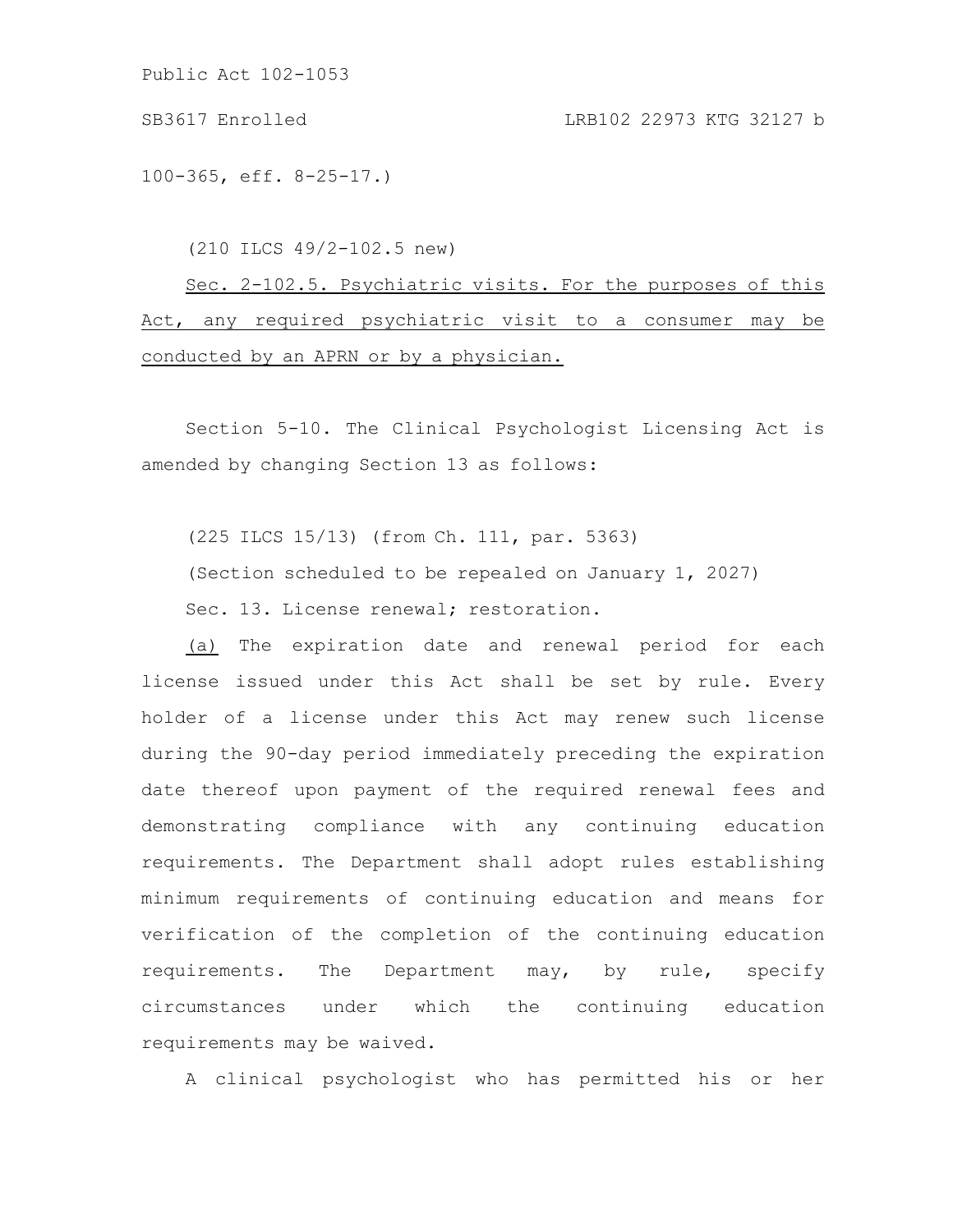100-365, eff. 8-25-17.)

(210 ILCS 49/2-102.5 new)

<u>Sec. 2-102.5. Psychiatric visits. For the purposes of this Act, any required psychiatric visit to a consumer may be conducted by an APRN or by a physician.</u>

Section 5-10. The Clinical Psychologist Licensing Act is amended by changing Section 13 as follows:

(225 ILCS 15/13) (from Ch. 111, par. 5363)

(Section scheduled to be repealed on January 1, 2027)

Sec. 13. License renewal; restoration.

<u>(a)</u> The expiration date and renewal period for each license issued under this Act shall be set by rule. Every holder of a license under this Act may renew such license during the 90-day period immediately preceding the expiration date thereof upon payment of the required renewal fees and demonstrating compliance with any continuing education requirements. The Department shall adopt rules establishing minimum requirements of continuing education and means for verification of the completion of the continuing education requirements. The Department may, by rule, specify circumstances under which the continuing education requirements may be waived.

A clinical psychologist who has permitted his or her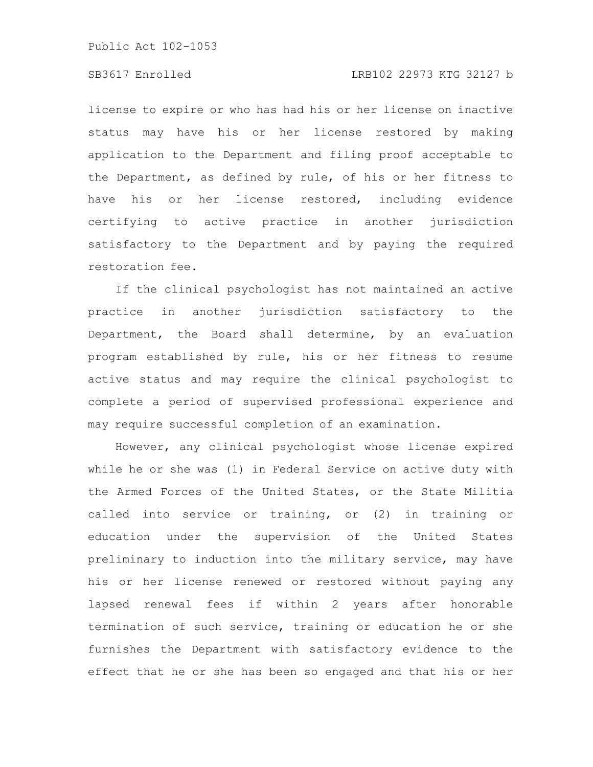license to expire or who has had his or her license on inactive status may have his or her license restored by making application to the Department and filing proof acceptable to the Department, as defined by rule, of his or her fitness to have his or her license restored, including evidence certifying to active practice in another jurisdiction satisfactory to the Department and by paying the required restoration fee.

If the clinical psychologist has not maintained an active practice in another jurisdiction satisfactory to the Department, the Board shall determine, by an evaluation program established by rule, his or her fitness to resume active status and may require the clinical psychologist to complete a period of supervised professional experience and may require successful completion of an examination.

However, any clinical psychologist whose license expired while he or she was (1) in Federal Service on active duty with the Armed Forces of the United States, or the State Militia called into service or training, or (2) in training or education under the supervision of the United States preliminary to induction into the military service, may have his or her license renewed or restored without paying any lapsed renewal fees if within 2 years after honorable termination of such service, training or education he or she furnishes the Department with satisfactory evidence to the effect that he or she has been so engaged and that his or her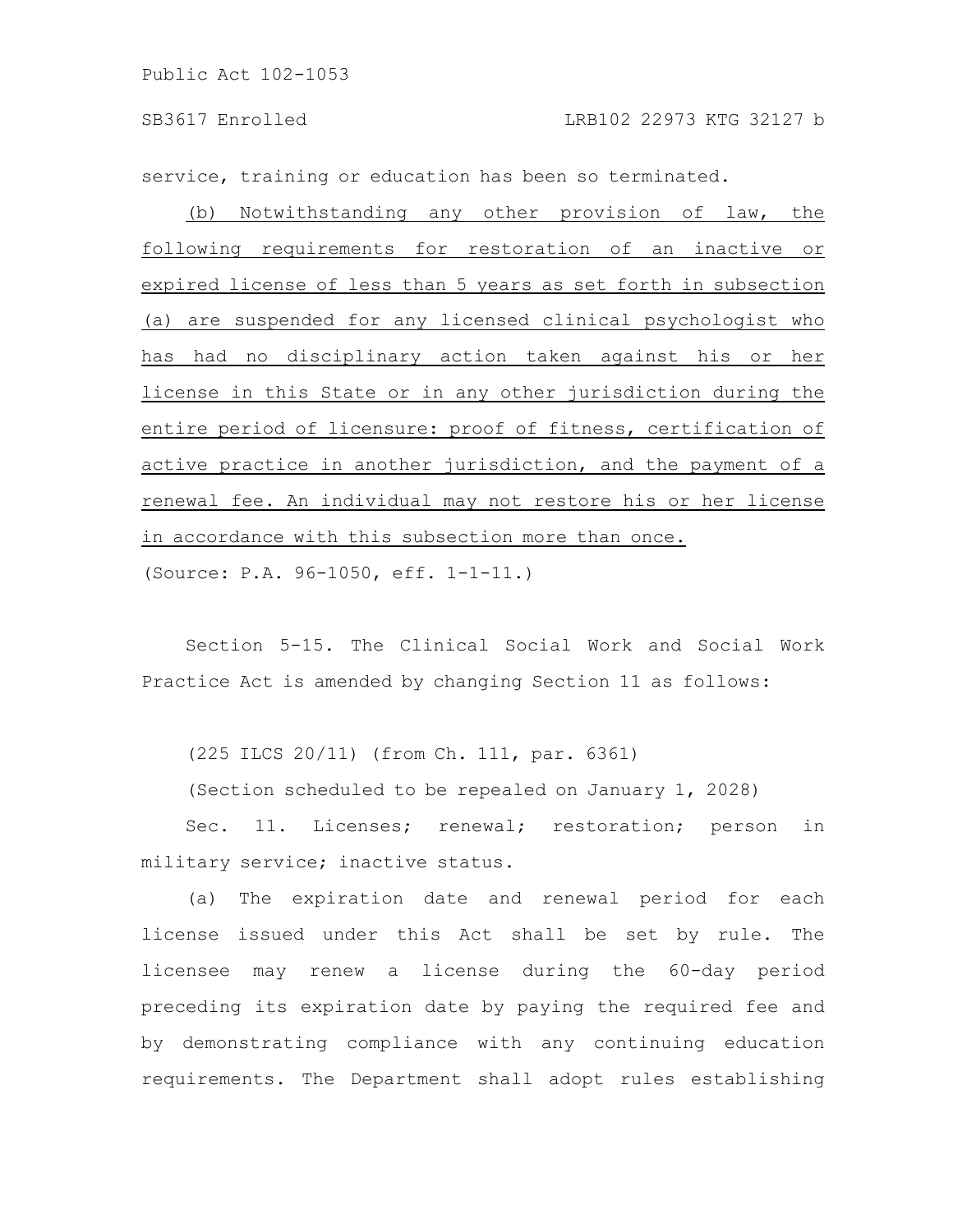service, training or education has been so terminated.

(b) Notwithstanding any other provision of law, the following requirements for restoration of an inactive or expired license of less than 5 years as set forth in subsection (a) are suspended for any licensed clinical psychologist who has had no disciplinary action taken against his or her license in this State or in any other jurisdiction during the entire period of licensure: proof of fitness, certification of active practice in another jurisdiction, and the payment of a renewal fee. An individual may not restore his or her license in accordance with this subsection more than once.

(Source: P.A. 96-1050, eff. 1-1-11.)

Section 5-15. The Clinical Social Work and Social Work Practice Act is amended by changing Section 11 as follows:

(225 ILCS 20/11) (from Ch. 111, par. 6361)

(Section scheduled to be repealed on January 1, 2028)

Sec. 11. Licenses; renewal; restoration; person in military service; inactive status.

(a) The expiration date and renewal period for each license issued under this Act shall be set by rule. The licensee may renew a license during the 60-day period preceding its expiration date by paying the required fee and by demonstrating compliance with any continuing education requirements. The Department shall adopt rules establishing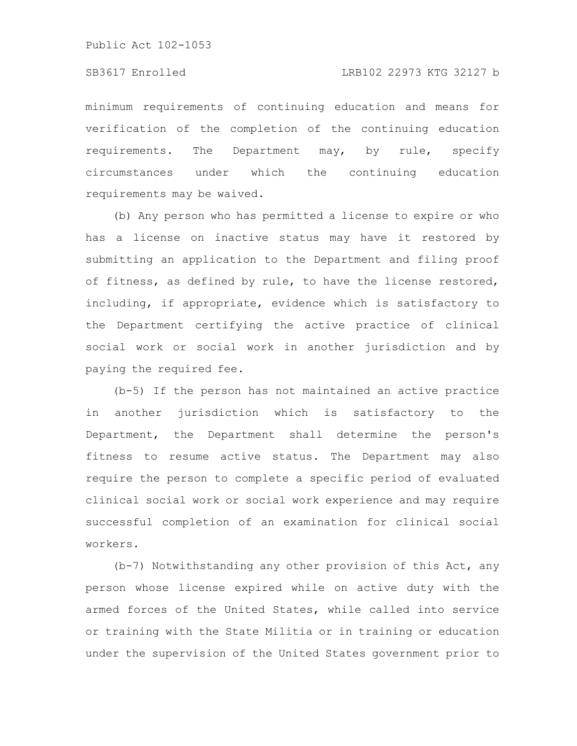minimum requirements of continuing education and means for verification of the completion of the continuing education requirements. The Department may, by rule, specify circumstances under which the continuing education requirements may be waived.

(b) Any person who has permitted a license to expire or who has a license on inactive status may have it restored by submitting an application to the Department and filing proof of fitness, as defined by rule, to have the license restored, including, if appropriate, evidence which is satisfactory to the Department certifying the active practice of clinical social work or social work in another jurisdiction and by paying the required fee.

(b-5) If the person has not maintained an active practice in another jurisdiction which is satisfactory to the Department, the Department shall determine the person's fitness to resume active status. The Department may also require the person to complete a specific period of evaluated clinical social work or social work experience and may require successful completion of an examination for clinical social workers.

(b-7) Notwithstanding any other provision of this Act, any person whose license expired while on active duty with the armed forces of the United States, while called into service or training with the State Militia or in training or education under the supervision of the United States government prior to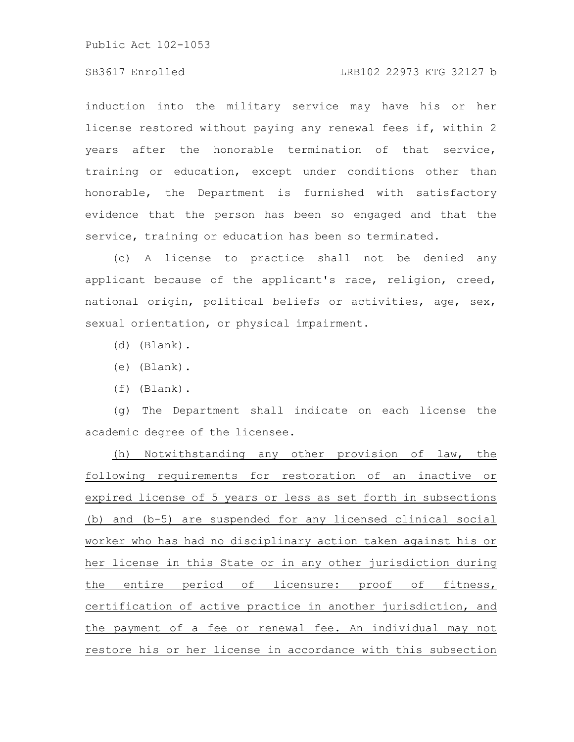induction into the military service may have his or her license restored without paying any renewal fees if, within 2 years after the honorable termination of that service, training or education, except under conditions other than honorable, the Department is furnished with satisfactory evidence that the person has been so engaged and that the service, training or education has been so terminated.

(c) A license to practice shall not be denied any applicant because of the applicant's race, religion, creed, national origin, political beliefs or activities, age, sex, sexual orientation, or physical impairment.

(d) (Blank).

(e) (Blank).

(f) (Blank).

(g) The Department shall indicate on each license the academic degree of the licensee.

<u>(h) Notwithstanding any other provision of law, the following requirements for restoration of an inactive or expired license of 5 years or less as set forth in subsections (b) and (b-5) are suspended for any licensed clinical social worker who has had no disciplinary action taken against his or her license in this State or in any other jurisdiction during the entire period of licensure: proof of fitness, certification of active practice in another jurisdiction, and the payment of a fee or renewal fee. An individual may not restore his or her license in accordance with this subsection</u>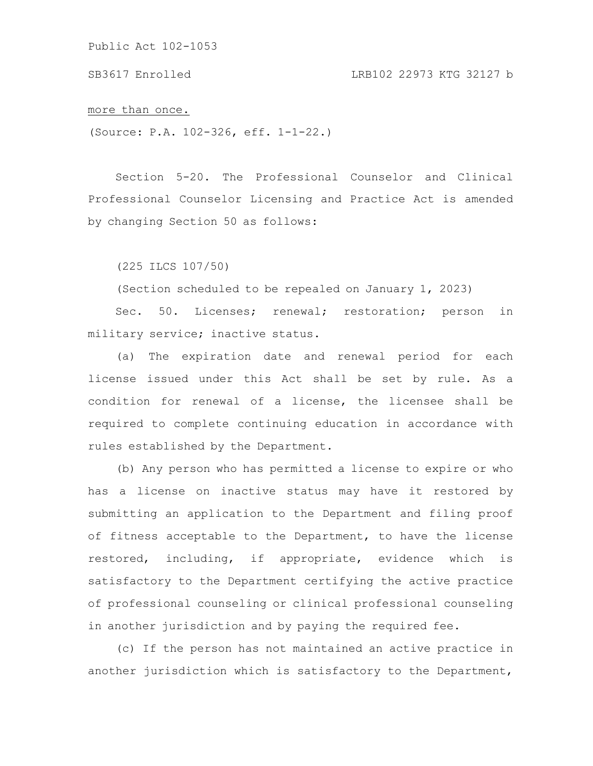more than once.

(Source: P.A. 102-326, eff. 1-1-22.)

Section 5-20. The Professional Counselor and Clinical Professional Counselor Licensing and Practice Act is amended by changing Section 50 as follows:

(225 ILCS 107/50)

(Section scheduled to be repealed on January 1, 2023)

Sec. 50. Licenses; renewal; restoration; person in military service; inactive status.

(a) The expiration date and renewal period for each license issued under this Act shall be set by rule. As a condition for renewal of a license, the licensee shall be required to complete continuing education in accordance with rules established by the Department.

(b) Any person who has permitted a license to expire or who has a license on inactive status may have it restored by submitting an application to the Department and filing proof of fitness acceptable to the Department, to have the license restored, including, if appropriate, evidence which is satisfactory to the Department certifying the active practice of professional counseling or clinical professional counseling in another jurisdiction and by paying the required fee.

(c) If the person has not maintained an active practice in another jurisdiction which is satisfactory to the Department,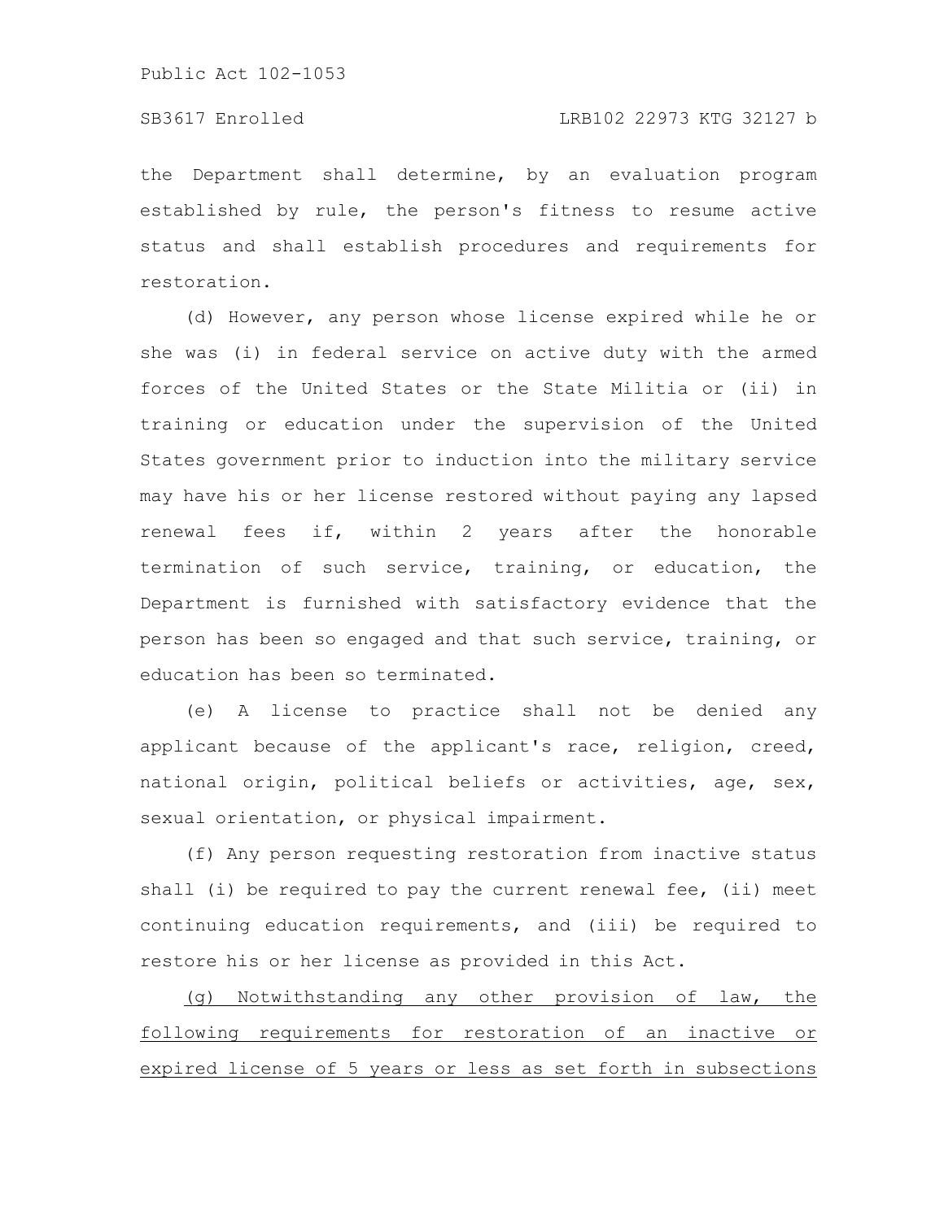the Department shall determine, by an evaluation program established by rule, the person's fitness to resume active status and shall establish procedures and requirements for restoration.

(d) However, any person whose license expired while he or she was (i) in federal service on active duty with the armed forces of the United States or the State Militia or (ii) in training or education under the supervision of the United States government prior to induction into the military service may have his or her license restored without paying any lapsed renewal fees if, within 2 years after the honorable termination of such service, training, or education, the Department is furnished with satisfactory evidence that the person has been so engaged and that such service, training, or education has been so terminated.

(e) A license to practice shall not be denied any applicant because of the applicant's race, religion, creed, national origin, political beliefs or activities, age, sex, sexual orientation, or physical impairment.

(f) Any person requesting restoration from inactive status shall (i) be required to pay the current renewal fee, (ii) meet continuing education requirements, and (iii) be required to restore his or her license as provided in this Act.

<u>(g) Notwithstanding any other provision of law, the following requirements for restoration of an inactive or expired license of 5 years or less as set forth in subsections</u>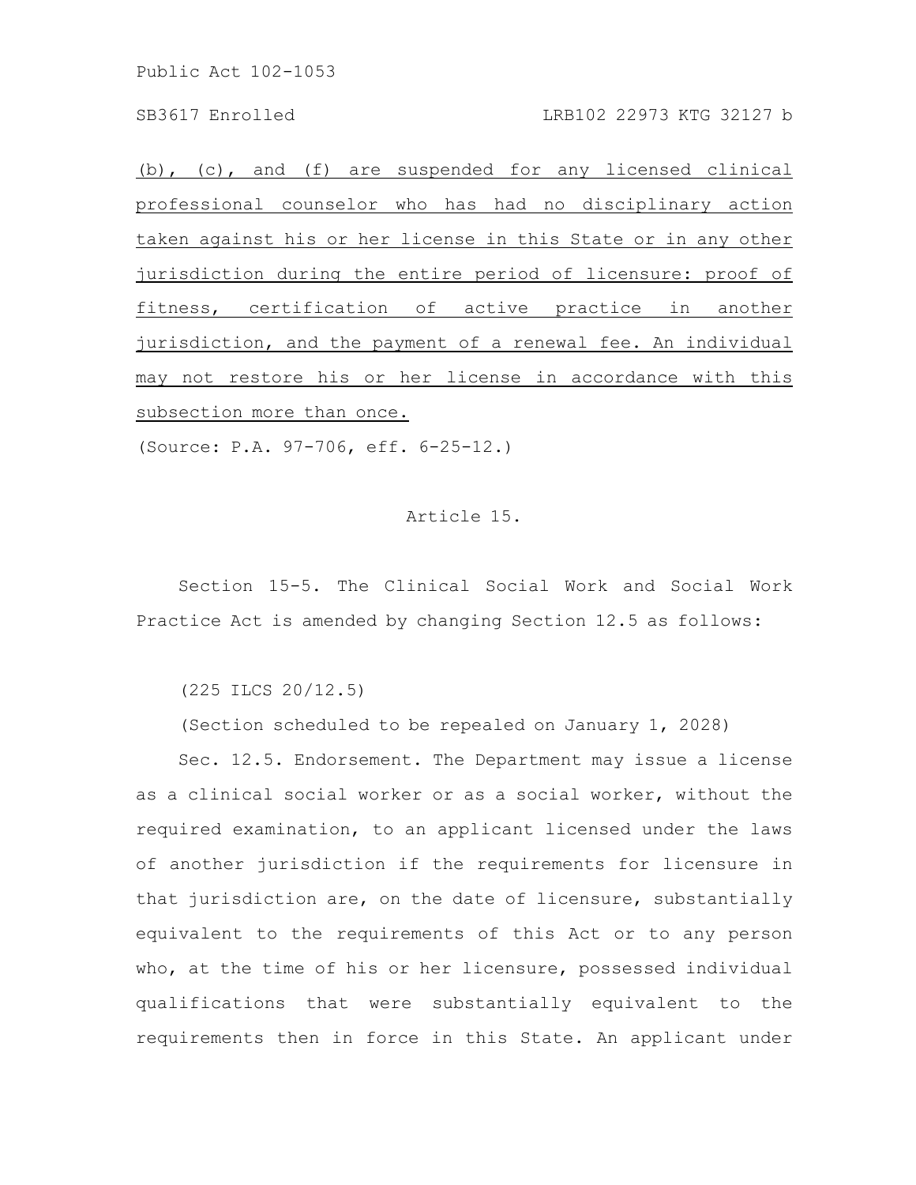(b), (c), and (f) are suspended for any licensed clinical professional counselor who has had no disciplinary action taken against his or her license in this State or in any other jurisdiction during the entire period of licensure: proof of fitness, certification of active practice in another jurisdiction, and the payment of a renewal fee. An individual may not restore his or her license in accordance with this subsection more than once.

(Source: P.A. 97-706, eff. 6-25-12.)

Article 15.

Section 15-5. The Clinical Social Work and Social Work Practice Act is amended by changing Section 12.5 as follows:

(225 ILCS 20/12.5)

(Section scheduled to be repealed on January 1, 2028)

Sec. 12.5. Endorsement. The Department may issue a license as a clinical social worker or as a social worker, without the required examination, to an applicant licensed under the laws of another jurisdiction if the requirements for licensure in that jurisdiction are, on the date of licensure, substantially equivalent to the requirements of this Act or to any person who, at the time of his or her licensure, possessed individual qualifications that were substantially equivalent to the requirements then in force in this State. An applicant under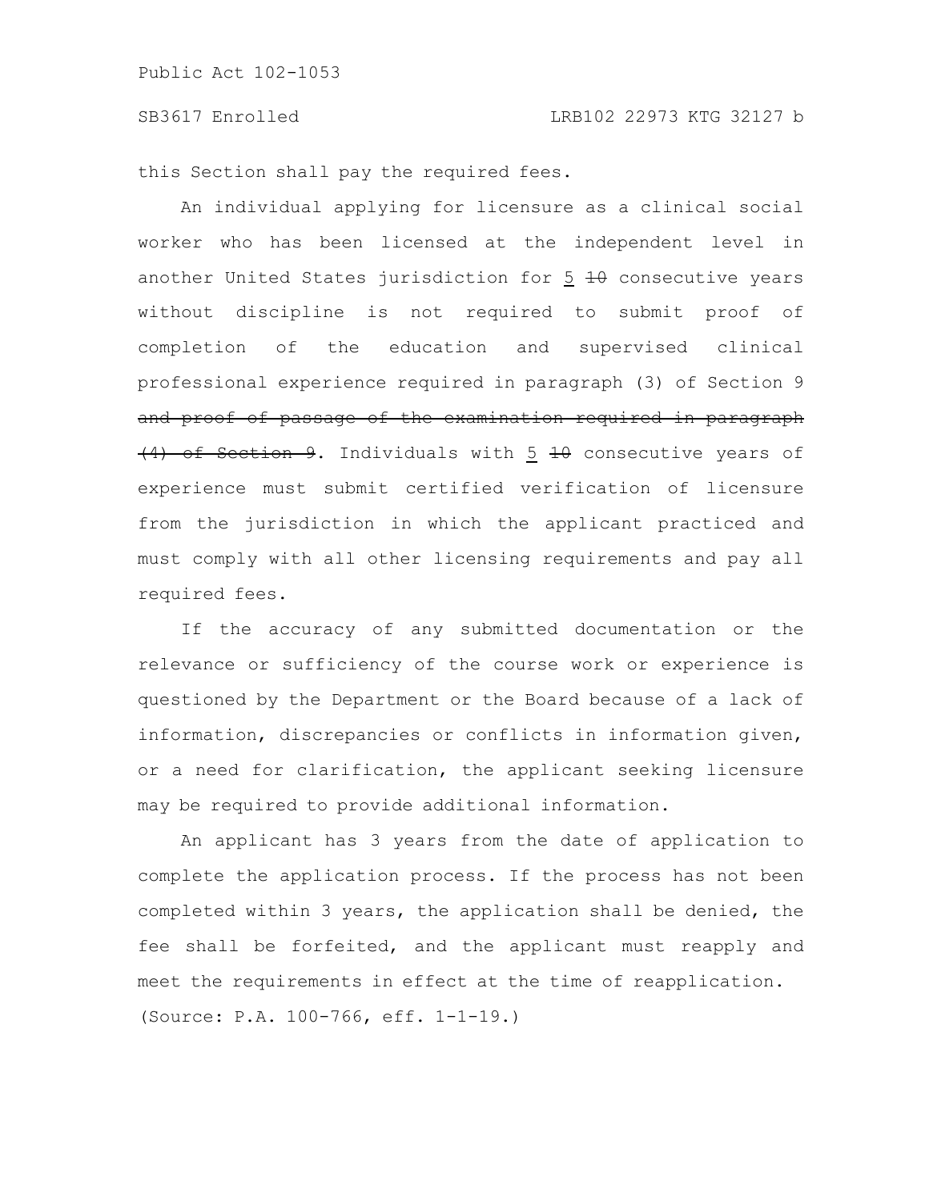this Section shall pay the required fees.

An individual applying for licensure as a clinical social worker who has been licensed at the independent level in another United States jurisdiction for <u>5</u> ~~10~~ consecutive years without discipline is not required to submit proof of completion of the education and supervised clinical professional experience required in paragraph (3) of Section 9 ~~and proof of passage of the examination required in paragraph (4) of Section 9~~. Individuals with <u>5</u> ~~10~~ consecutive years of experience must submit certified verification of licensure from the jurisdiction in which the applicant practiced and must comply with all other licensing requirements and pay all required fees.

If the accuracy of any submitted documentation or the relevance or sufficiency of the course work or experience is questioned by the Department or the Board because of a lack of information, discrepancies or conflicts in information given, or a need for clarification, the applicant seeking licensure may be required to provide additional information.

An applicant has 3 years from the date of application to complete the application process. If the process has not been completed within 3 years, the application shall be denied, the fee shall be forfeited, and the applicant must reapply and meet the requirements in effect at the time of reapplication.

(Source: P.A. 100-766, eff. 1-1-19.)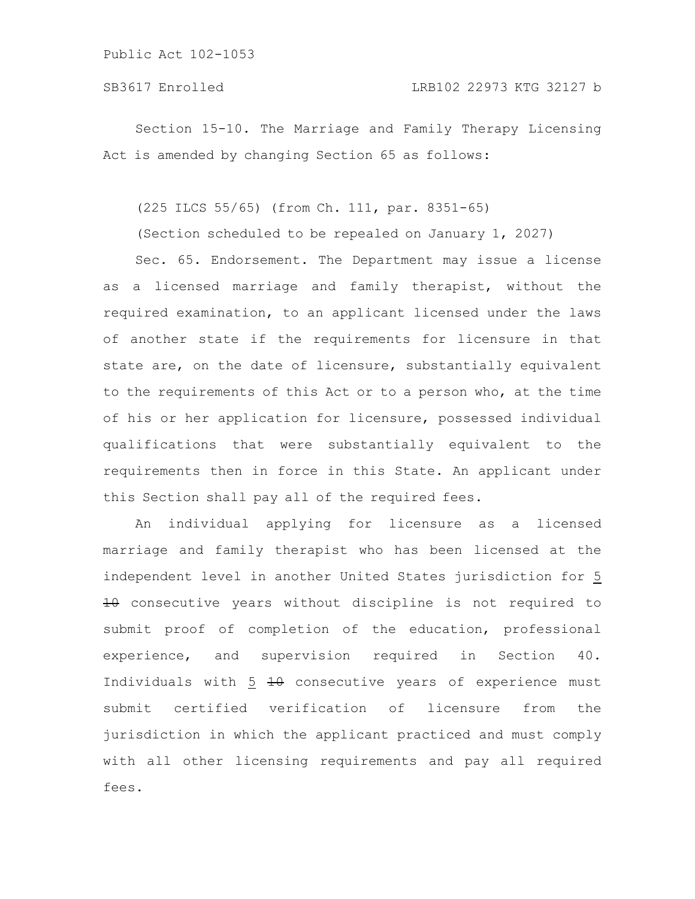Section 15-10. The Marriage and Family Therapy Licensing Act is amended by changing Section 65 as follows:

(225 ILCS 55/65) (from Ch. 111, par. 8351-65)

(Section scheduled to be repealed on January 1, 2027)

Sec. 65. Endorsement. The Department may issue a license as a licensed marriage and family therapist, without the required examination, to an applicant licensed under the laws of another state if the requirements for licensure in that state are, on the date of licensure, substantially equivalent to the requirements of this Act or to a person who, at the time of his or her application for licensure, possessed individual qualifications that were substantially equivalent to the requirements then in force in this State. An applicant under this Section shall pay all of the required fees.

An individual applying for licensure as a licensed marriage and family therapist who has been licensed at the independent level in another United States jurisdiction for 5 ~~10~~ consecutive years without discipline is not required to submit proof of completion of the education, professional experience, and supervision required in Section 40. Individuals with 5 ~~10~~ consecutive years of experience must submit certified verification of licensure from the jurisdiction in which the applicant practiced and must comply with all other licensing requirements and pay all required fees.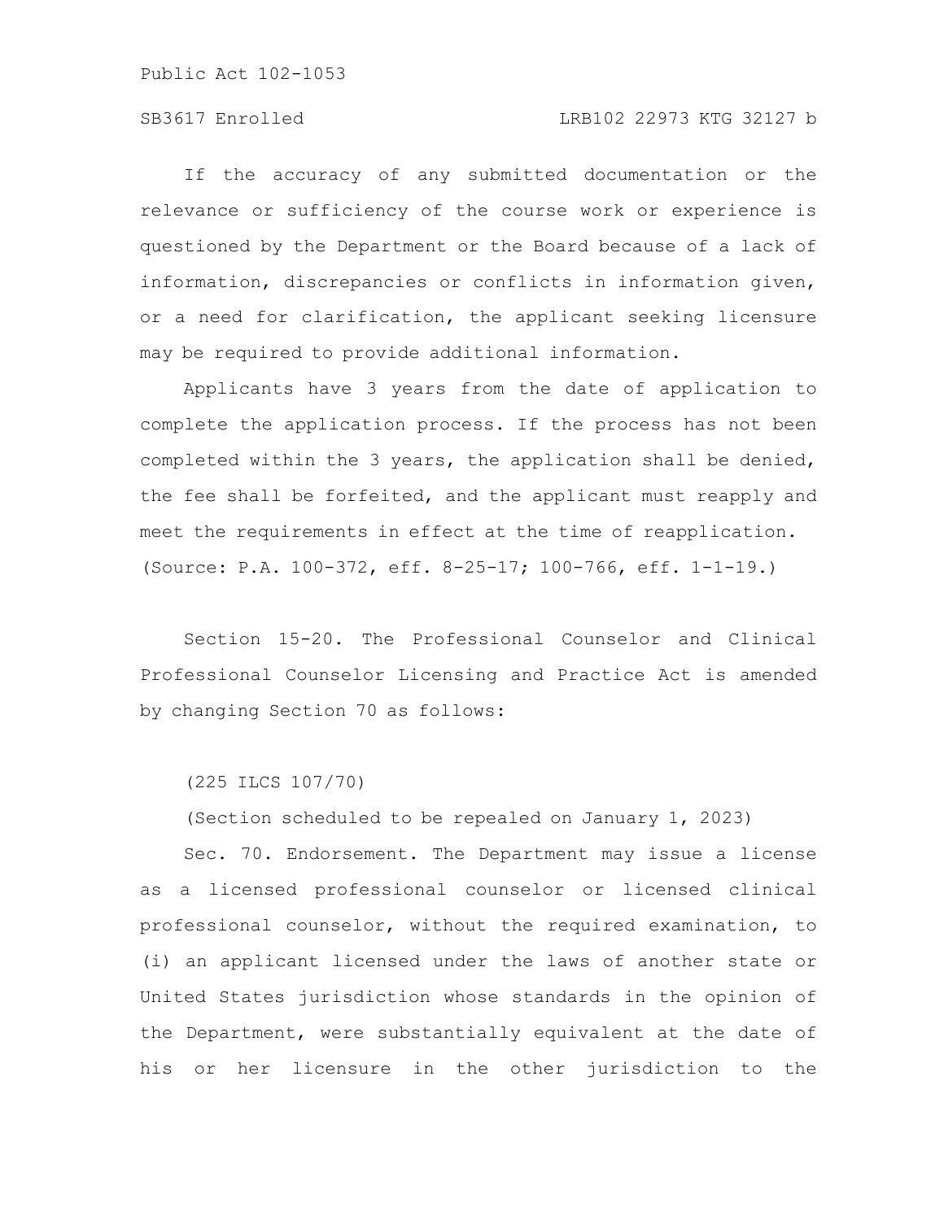If the accuracy of any submitted documentation or the relevance or sufficiency of the course work or experience is questioned by the Department or the Board because of a lack of information, discrepancies or conflicts in information given, or a need for clarification, the applicant seeking licensure may be required to provide additional information.

Applicants have 3 years from the date of application to complete the application process. If the process has not been completed within the 3 years, the application shall be denied, the fee shall be forfeited, and the applicant must reapply and meet the requirements in effect at the time of reapplication.
(Source: P.A. 100-372, eff. 8-25-17; 100-766, eff. 1-1-19.)

Section 15-20. The Professional Counselor and Clinical Professional Counselor Licensing and Practice Act is amended by changing Section 70 as follows:

(225 ILCS 107/70)

(Section scheduled to be repealed on January 1, 2023)

Sec. 70. Endorsement. The Department may issue a license as a licensed professional counselor or licensed clinical professional counselor, without the required examination, to (i) an applicant licensed under the laws of another state or United States jurisdiction whose standards in the opinion of the Department, were substantially equivalent at the date of his or her licensure in the other jurisdiction to the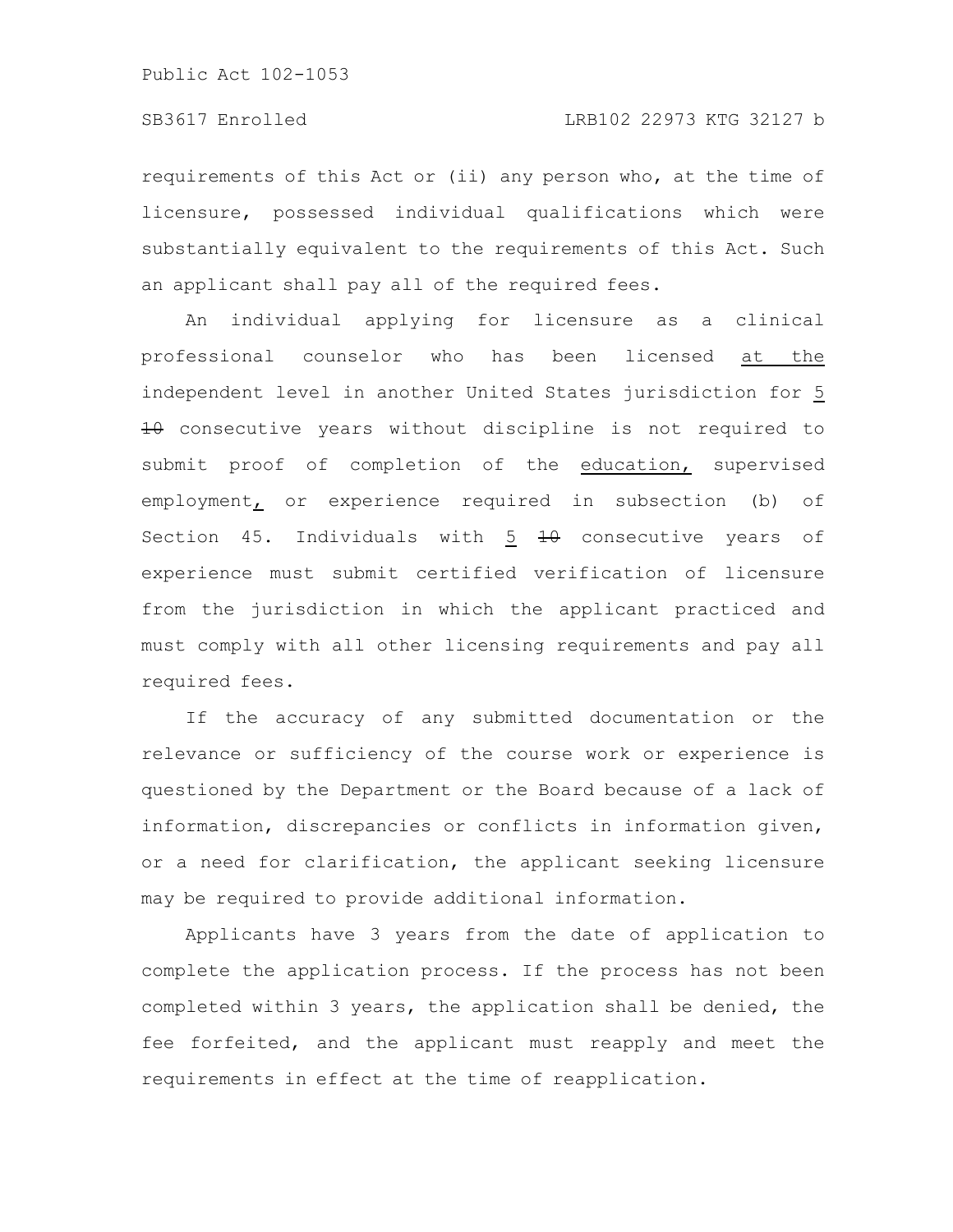requirements of this Act or (ii) any person who, at the time of licensure, possessed individual qualifications which were substantially equivalent to the requirements of this Act. Such an applicant shall pay all of the required fees.

An individual applying for licensure as a clinical professional counselor who has been licensed at the independent level in another United States jurisdiction for 5 ~~10~~ consecutive years without discipline is not required to submit proof of completion of the education, supervised employment, or experience required in subsection (b) of Section 45. Individuals with 5 ~~10~~ consecutive years of experience must submit certified verification of licensure from the jurisdiction in which the applicant practiced and must comply with all other licensing requirements and pay all required fees.

If the accuracy of any submitted documentation or the relevance or sufficiency of the course work or experience is questioned by the Department or the Board because of a lack of information, discrepancies or conflicts in information given, or a need for clarification, the applicant seeking licensure may be required to provide additional information.

Applicants have 3 years from the date of application to complete the application process. If the process has not been completed within 3 years, the application shall be denied, the fee forfeited, and the applicant must reapply and meet the requirements in effect at the time of reapplication.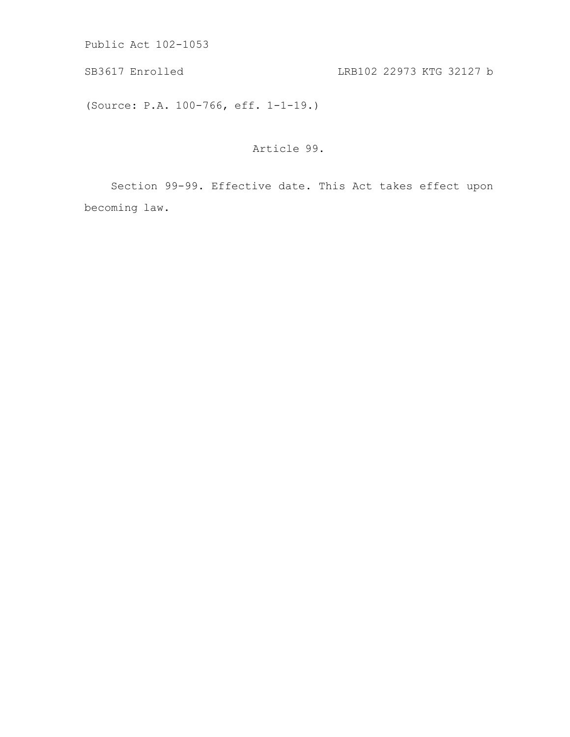(Source: P.A. 100-766, eff. 1-1-19.)

## Article 99.

Section 99-99. Effective date. This Act takes effect upon becoming law.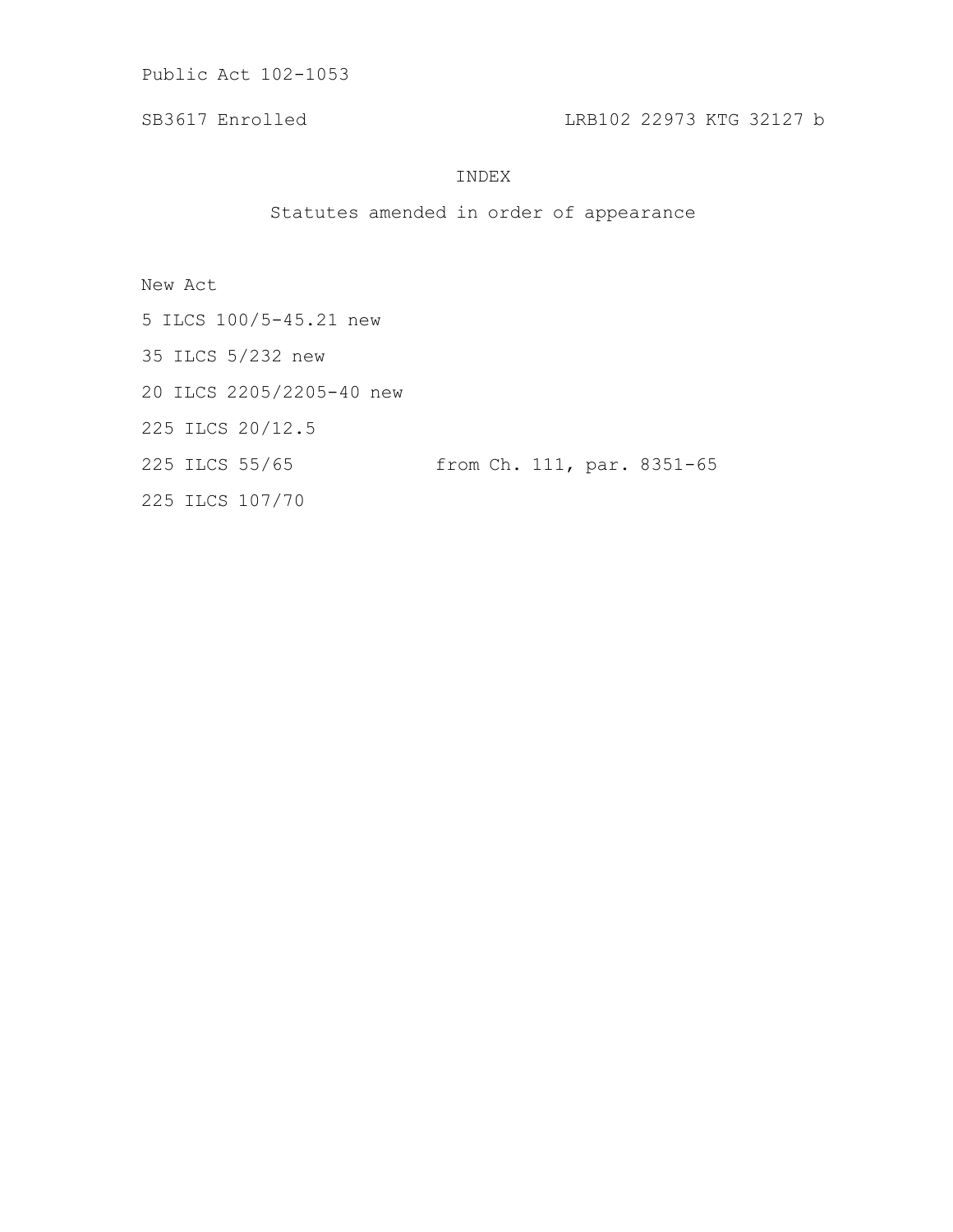Public Act 102-1053

SB3617 Enrolled LRB102 22973 KTG 32127 b

INDEX

Statutes amended in order of appearance

New Act

5 ILCS 100/5-45.21 new

35 ILCS 5/232 new

20 ILCS 2205/2205-40 new

225 ILCS 20/12.5

225 ILCS 55/65 from Ch. 111, par. 8351-65

225 ILCS 107/70